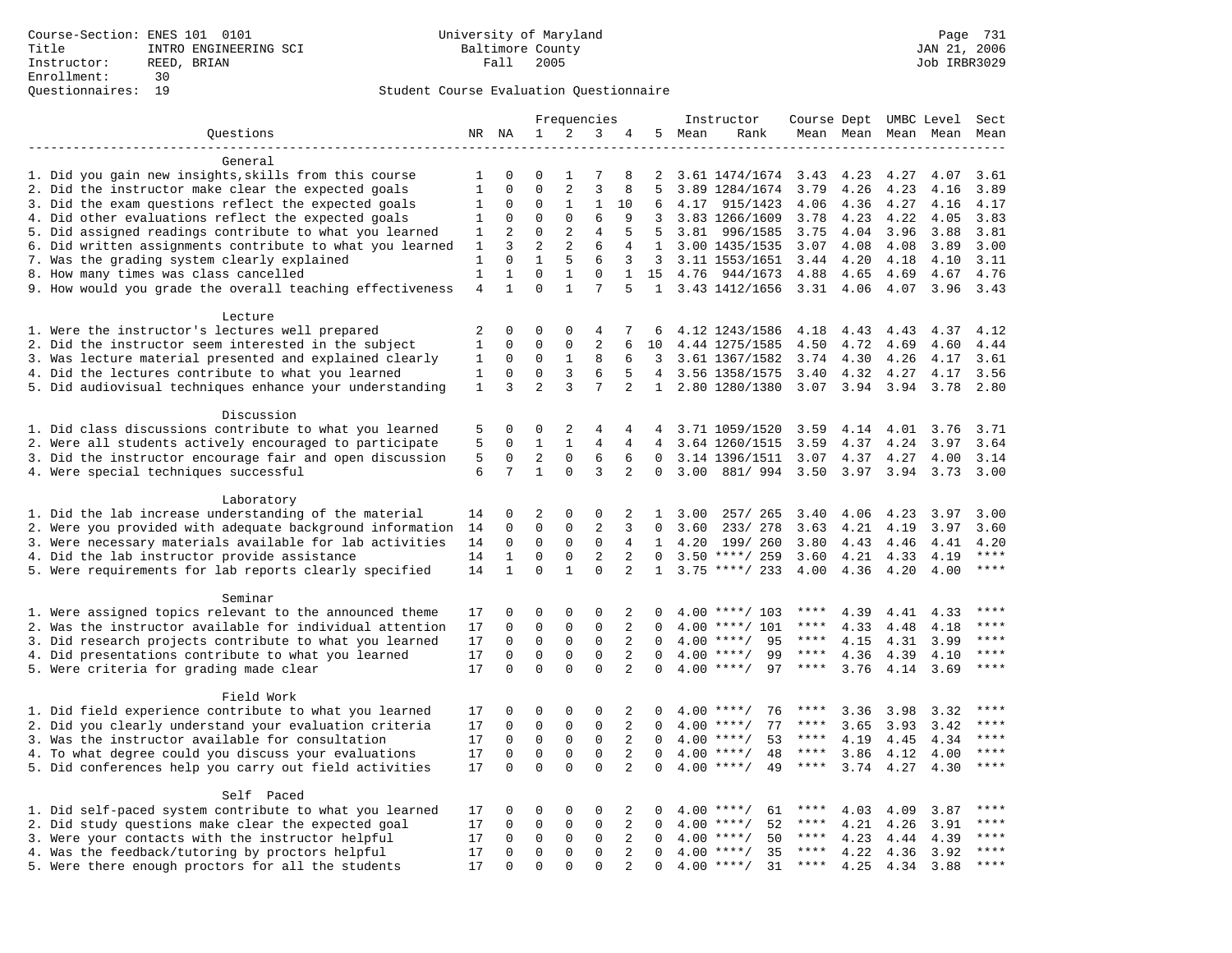Course-Section: ENES 101 0101
Title: INTRO ENGINEERING SCI
Instructor: REED, BRIAN
Enrollment: 30
Questionnaires: 19

University of Maryland
Baltimore County
Fall 2005

JAN 21, 2006
Job IRBR3029

## Student Course Evaluation Questionnaire

| Questions | NR | NA | 1 | 2 | 3 | 4 | 5 | Instructor Mean | Instructor Rank | Course Mean | Dept Mean | UMBC Level Mean | Level Mean | Sect Mean |
|---|---|---|---|---|---|---|---|---|---|---|---|---|---|---|
| **General** | | | | | | | | | | | | | | |
| 1. Did you gain new insights,skills from this course | 1 | 0 | 0 | 1 | 7 | 8 | 2 | 3.61 | 1474/1674 | 3.43 | 4.23 | 4.27 | 4.07 | 3.61 |
| 2. Did the instructor make clear the expected goals | 1 | 0 | 0 | 2 | 3 | 8 | 5 | 3.89 | 1284/1674 | 3.79 | 4.26 | 4.23 | 4.16 | 3.89 |
| 3. Did the exam questions reflect the expected goals | 1 | 0 | 0 | 1 | 1 | 10 | 6 | 4.17 | 915/1423 | 4.06 | 4.36 | 4.27 | 4.16 | 4.17 |
| 4. Did other evaluations reflect the expected goals | 1 | 0 | 0 | 0 | 6 | 9 | 3 | 3.83 | 1266/1609 | 3.78 | 4.23 | 4.22 | 4.05 | 3.83 |
| 5. Did assigned readings contribute to what you learned | 1 | 2 | 0 | 2 | 4 | 5 | 5 | 3.81 | 996/1585 | 3.75 | 4.04 | 3.96 | 3.88 | 3.81 |
| 6. Did written assignments contribute to what you learned | 1 | 3 | 2 | 2 | 6 | 4 | 1 | 3.00 | 1435/1535 | 3.07 | 4.08 | 4.08 | 3.89 | 3.00 |
| 7. Was the grading system clearly explained | 1 | 0 | 1 | 5 | 6 | 3 | 3 | 3.11 | 1553/1651 | 3.44 | 4.20 | 4.18 | 4.10 | 3.11 |
| 8. How many times was class cancelled | 1 | 1 | 0 | 1 | 0 | 1 | 15 | 4.76 | 944/1673 | 4.88 | 4.65 | 4.69 | 4.67 | 4.76 |
| 9. How would you grade the overall teaching effectiveness | 4 | 1 | 0 | 1 | 7 | 5 | 1 | 3.43 | 1412/1656 | 3.31 | 4.06 | 4.07 | 3.96 | 3.43 |
| **Lecture** | | | | | | | | | | | | | | |
| 1. Were the instructor's lectures well prepared | 2 | 0 | 0 | 0 | 4 | 7 | 6 | 4.12 | 1243/1586 | 4.18 | 4.43 | 4.43 | 4.37 | 4.12 |
| 2. Did the instructor seem interested in the subject | 1 | 0 | 0 | 0 | 2 | 6 | 10 | 4.44 | 1275/1585 | 4.50 | 4.72 | 4.69 | 4.60 | 4.44 |
| 3. Was lecture material presented and explained clearly | 1 | 0 | 0 | 1 | 8 | 6 | 3 | 3.61 | 1367/1582 | 3.74 | 4.30 | 4.26 | 4.17 | 3.61 |
| 4. Did the lectures contribute to what you learned | 1 | 0 | 0 | 3 | 6 | 5 | 4 | 3.56 | 1358/1575 | 3.40 | 4.32 | 4.27 | 4.17 | 3.56 |
| 5. Did audiovisual techniques enhance your understanding | 1 | 3 | 2 | 3 | 7 | 2 | 1 | 2.80 | 1280/1380 | 3.07 | 3.94 | 3.94 | 3.78 | 2.80 |
| **Discussion** | | | | | | | | | | | | | | |
| 1. Did class discussions contribute to what you learned | 5 | 0 | 0 | 2 | 4 | 4 | 4 | 3.71 | 1059/1520 | 3.59 | 4.14 | 4.01 | 3.76 | 3.71 |
| 2. Were all students actively encouraged to participate | 5 | 0 | 1 | 1 | 4 | 4 | 4 | 3.64 | 1260/1515 | 3.59 | 4.37 | 4.24 | 3.97 | 3.64 |
| 3. Did the instructor encourage fair and open discussion | 5 | 0 | 2 | 0 | 6 | 6 | 0 | 3.14 | 1396/1511 | 3.07 | 4.37 | 4.27 | 4.00 | 3.14 |
| 4. Were special techniques successful | 6 | 7 | 1 | 0 | 3 | 2 | 0 | 3.00 | 881/ 994 | 3.50 | 3.97 | 3.94 | 3.73 | 3.00 |
| **Laboratory** | | | | | | | | | | | | | | |
| 1. Did the lab increase understanding of the material | 14 | 0 | 2 | 0 | 0 | 2 | 1 | 3.00 | 257/ 265 | 3.40 | 4.06 | 4.23 | 3.97 | 3.00 |
| 2. Were you provided with adequate background information | 14 | 0 | 0 | 0 | 2 | 3 | 0 | 3.60 | 233/ 278 | 3.63 | 4.21 | 4.19 | 3.97 | 3.60 |
| 3. Were necessary materials available for lab activities | 14 | 0 | 0 | 0 | 0 | 4 | 1 | 4.20 | 199/ 260 | 3.80 | 4.43 | 4.46 | 4.41 | 4.20 |
| 4. Did the lab instructor provide assistance | 14 | 1 | 0 | 0 | 2 | 2 | 0 | 3.50 | ****/ 259 | 3.60 | 4.21 | 4.33 | 4.19 | **** |
| 5. Were requirements for lab reports clearly specified | 14 | 1 | 0 | 1 | 0 | 2 | 1 | 3.75 | ****/ 233 | 4.00 | 4.36 | 4.20 | 4.00 | **** |
| **Seminar** | | | | | | | | | | | | | | |
| 1. Were assigned topics relevant to the announced theme | 17 | 0 | 0 | 0 | 0 | 2 | 0 | 4.00 | ****/ 103 | **** | 4.39 | 4.41 | 4.33 | **** |
| 2. Was the instructor available for individual attention | 17 | 0 | 0 | 0 | 0 | 2 | 0 | 4.00 | ****/ 101 | **** | 4.33 | 4.48 | 4.18 | **** |
| 3. Did research projects contribute to what you learned | 17 | 0 | 0 | 0 | 0 | 2 | 0 | 4.00 | ****/ 95 | **** | 4.15 | 4.31 | 3.99 | **** |
| 4. Did presentations contribute to what you learned | 17 | 0 | 0 | 0 | 0 | 2 | 0 | 4.00 | ****/ 99 | **** | 4.36 | 4.39 | 4.10 | **** |
| 5. Were criteria for grading made clear | 17 | 0 | 0 | 0 | 0 | 2 | 0 | 4.00 | ****/ 97 | **** | 3.76 | 4.14 | 3.69 | **** |
| **Field Work** | | | | | | | | | | | | | | |
| 1. Did field experience contribute to what you learned | 17 | 0 | 0 | 0 | 0 | 2 | 0 | 4.00 | ****/ 76 | **** | 3.36 | 3.98 | 3.32 | **** |
| 2. Did you clearly understand your evaluation criteria | 17 | 0 | 0 | 0 | 0 | 2 | 0 | 4.00 | ****/ 77 | **** | 3.65 | 3.93 | 3.42 | **** |
| 3. Was the instructor available for consultation | 17 | 0 | 0 | 0 | 0 | 2 | 0 | 4.00 | ****/ 53 | **** | 4.19 | 4.45 | 4.34 | **** |
| 4. To what degree could you discuss your evaluations | 17 | 0 | 0 | 0 | 0 | 2 | 0 | 4.00 | ****/ 48 | **** | 3.86 | 4.12 | 4.00 | **** |
| 5. Did conferences help you carry out field activities | 17 | 0 | 0 | 0 | 0 | 2 | 0 | 4.00 | ****/ 49 | **** | 3.74 | 4.27 | 4.30 | **** |
| **Self Paced** | | | | | | | | | | | | | | |
| 1. Did self-paced system contribute to what you learned | 17 | 0 | 0 | 0 | 0 | 2 | 0 | 4.00 | ****/ 61 | **** | 4.03 | 4.09 | 3.87 | **** |
| 2. Did study questions make clear the expected goal | 17 | 0 | 0 | 0 | 0 | 2 | 0 | 4.00 | ****/ 52 | **** | 4.21 | 4.26 | 3.91 | **** |
| 3. Were your contacts with the instructor helpful | 17 | 0 | 0 | 0 | 0 | 2 | 0 | 4.00 | ****/ 50 | **** | 4.23 | 4.44 | 4.39 | **** |
| 4. Was the feedback/tutoring by proctors helpful | 17 | 0 | 0 | 0 | 0 | 2 | 0 | 4.00 | ****/ 35 | **** | 4.22 | 4.36 | 3.92 | **** |
| 5. Were there enough proctors for all the students | 17 | 0 | 0 | 0 | 0 | 2 | 0 | 4.00 | ****/ 31 | **** | 4.25 | 4.34 | 3.88 | **** |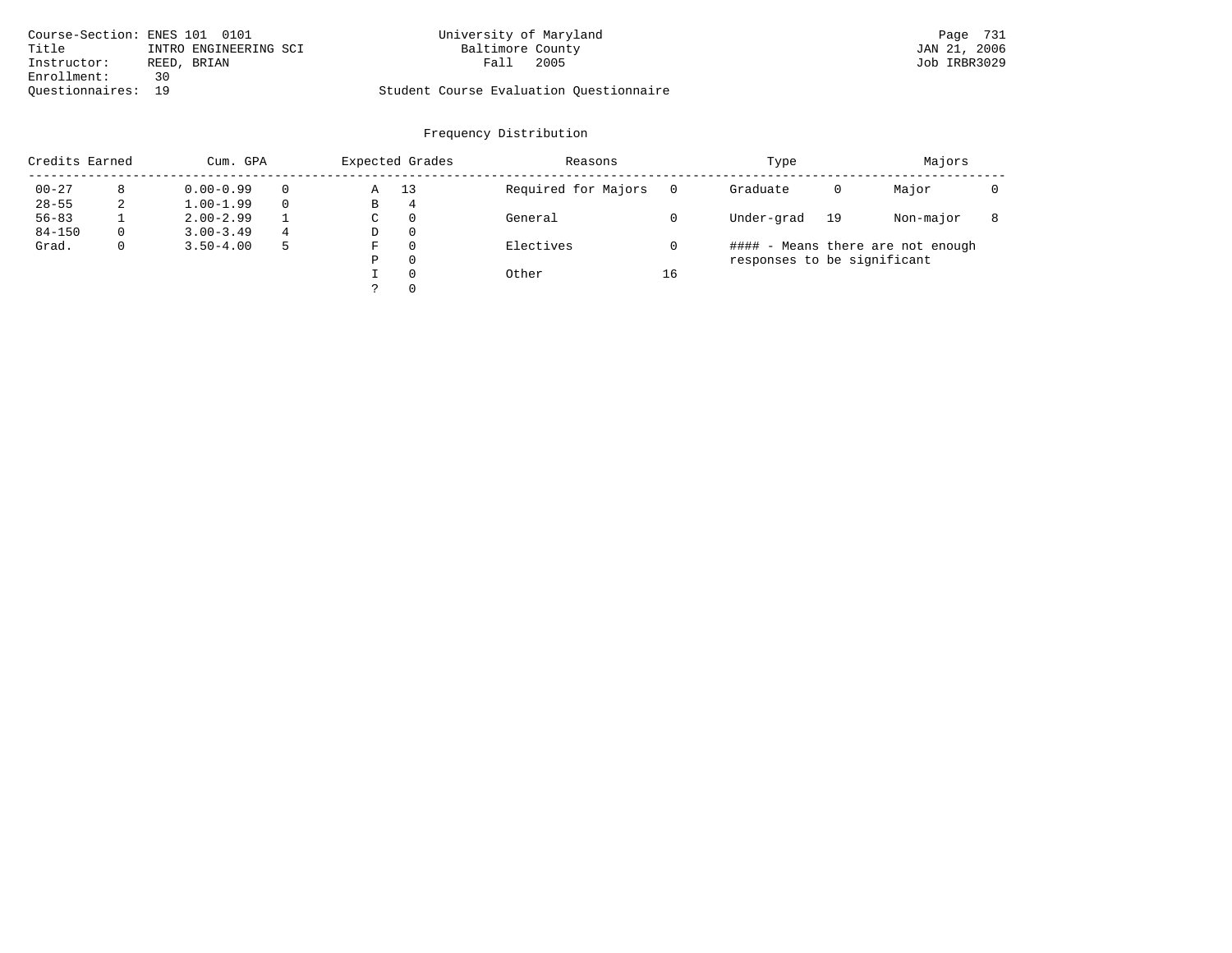Course-Section: ENES 101 0101
Title: INTRO ENGINEERING SCI
Instructor: REED, BRIAN
Enrollment: 30
Questionnaires: 19

University of Maryland
Baltimore County
Fall 2005

Student Course Evaluation Questionnaire

Page 731
JAN 21, 2006
Job IRBR3029

## Frequency Distribution

| Credits Earned | | Cum. GPA | | Expected Grades | | Reasons | | Type | | Majors | |
|---|---|---|---|---|---|---|---|---|---|---|---|
| 00-27 | 8 | 0.00-0.99 | 0 | A | 13 | Required for Majors | 0 | Graduate | 0 | Major | 0 |
| 28-55 | 2 | 1.00-1.99 | 0 | B | 4 | | | | | | |
| 56-83 | 1 | 2.00-2.99 | 1 | C | 0 | General | 0 | Under-grad | 19 | Non-major | 8 |
| 84-150 | 0 | 3.00-3.49 | 4 | D | 0 | | | | | | |
| Grad. | 0 | 3.50-4.00 | 5 | F | 0 | Electives | 0 | | | | |
| | | | | P | 0 | | | | | | |
| | | | | I | 0 | Other | 16 | | | | |
| | | | | ? | 0 | | | | | | |

#### - Means there are not enough responses to be significant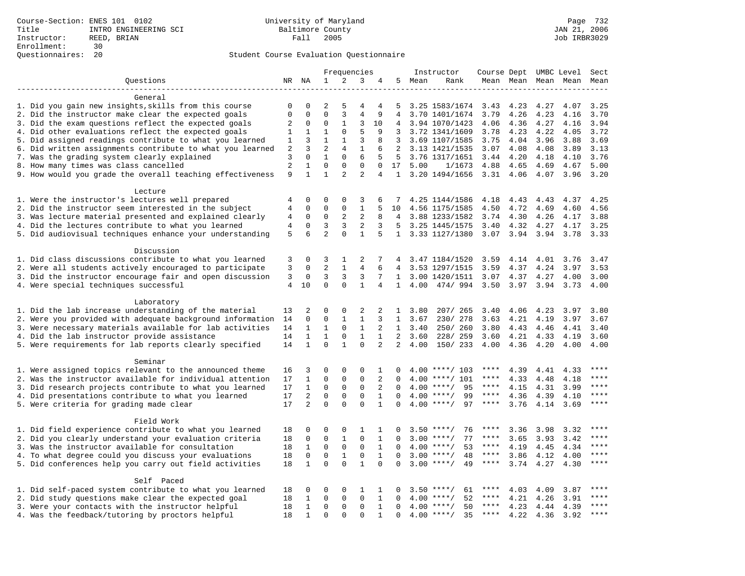Course-Section: ENES 101 0102
Title: INTRO ENGINEERING SCI
Instructor: REED, BRIAN
Enrollment: 30
Questionnaires: 20

University of Maryland
Baltimore County
Fall 2005

JAN 21, 2006
Job IRBR3029

## Student Course Evaluation Questionnaire

| Questions | NR | NA | 1 | 2 | 3 | 4 | 5 | Instructor Mean | Instructor Rank | Course Mean | Dept Mean | UMBC Mean | Level Mean | Sect Mean |
|---|---|---|---|---|---|---|---|---|---|---|---|---|---|---|
| **General** | | | | | | | | | | | | | | |
| 1. Did you gain new insights,skills from this course | 0 | 0 | 2 | 5 | 4 | 4 | 5 | 3.25 | 1583/1674 | 3.43 | 4.23 | 4.27 | 4.07 | 3.25 |
| 2. Did the instructor make clear the expected goals | 0 | 0 | 0 | 3 | 4 | 9 | 4 | 3.70 | 1401/1674 | 3.79 | 4.26 | 4.23 | 4.16 | 3.70 |
| 3. Did the exam questions reflect the expected goals | 2 | 0 | 0 | 1 | 3 | 10 | 4 | 3.94 | 1070/1423 | 4.06 | 4.36 | 4.27 | 4.16 | 3.94 |
| 4. Did other evaluations reflect the expected goals | 1 | 1 | 1 | 0 | 5 | 9 | 3 | 3.72 | 1341/1609 | 3.78 | 4.23 | 4.22 | 4.05 | 3.72 |
| 5. Did assigned readings contribute to what you learned | 1 | 3 | 1 | 1 | 3 | 8 | 3 | 3.69 | 1107/1585 | 3.75 | 4.04 | 3.96 | 3.88 | 3.69 |
| 6. Did written assignments contribute to what you learned | 2 | 3 | 2 | 4 | 1 | 6 | 2 | 3.13 | 1421/1535 | 3.07 | 4.08 | 4.08 | 3.89 | 3.13 |
| 7. Was the grading system clearly explained | 3 | 0 | 1 | 0 | 6 | 5 | 5 | 3.76 | 1317/1651 | 3.44 | 4.20 | 4.18 | 4.10 | 3.76 |
| 8. How many times was class cancelled | 2 | 1 | 0 | 0 | 0 | 0 | 17 | 5.00 | 1/1673 | 4.88 | 4.65 | 4.69 | 4.67 | 5.00 |
| 9. How would you grade the overall teaching effectiveness | 9 | 1 | 1 | 2 | 2 | 4 | 1 | 3.20 | 1494/1656 | 3.31 | 4.06 | 4.07 | 3.96 | 3.20 |
| **Lecture** | | | | | | | | | | | | | | |
| 1. Were the instructor's lectures well prepared | 4 | 0 | 0 | 0 | 3 | 6 | 7 | 4.25 | 1144/1586 | 4.18 | 4.43 | 4.43 | 4.37 | 4.25 |
| 2. Did the instructor seem interested in the subject | 4 | 0 | 0 | 0 | 1 | 5 | 10 | 4.56 | 1175/1585 | 4.50 | 4.72 | 4.69 | 4.60 | 4.56 |
| 3. Was lecture material presented and explained clearly | 4 | 0 | 0 | 2 | 2 | 8 | 4 | 3.88 | 1233/1582 | 3.74 | 4.30 | 4.26 | 4.17 | 3.88 |
| 4. Did the lectures contribute to what you learned | 4 | 0 | 3 | 3 | 2 | 3 | 5 | 3.25 | 1445/1575 | 3.40 | 4.32 | 4.27 | 4.17 | 3.25 |
| 5. Did audiovisual techniques enhance your understanding | 5 | 6 | 2 | 0 | 1 | 5 | 1 | 3.33 | 1127/1380 | 3.07 | 3.94 | 3.94 | 3.78 | 3.33 |
| **Discussion** | | | | | | | | | | | | | | |
| 1. Did class discussions contribute to what you learned | 3 | 0 | 3 | 1 | 2 | 7 | 4 | 3.47 | 1184/1520 | 3.59 | 4.14 | 4.01 | 3.76 | 3.47 |
| 2. Were all students actively encouraged to participate | 3 | 0 | 2 | 1 | 4 | 6 | 4 | 3.53 | 1297/1515 | 3.59 | 4.37 | 4.24 | 3.97 | 3.53 |
| 3. Did the instructor encourage fair and open discussion | 3 | 0 | 3 | 3 | 3 | 7 | 1 | 3.00 | 1420/1511 | 3.07 | 4.37 | 4.27 | 4.00 | 3.00 |
| 4. Were special techniques successful | 4 | 10 | 0 | 0 | 1 | 4 | 1 | 4.00 | 474/ 994 | 3.50 | 3.97 | 3.94 | 3.73 | 4.00 |
| **Laboratory** | | | | | | | | | | | | | | |
| 1. Did the lab increase understanding of the material | 13 | 2 | 0 | 0 | 2 | 2 | 1 | 3.80 | 207/ 265 | 3.40 | 4.06 | 4.23 | 3.97 | 3.80 |
| 2. Were you provided with adequate background information | 14 | 0 | 0 | 1 | 1 | 3 | 1 | 3.67 | 230/ 278 | 3.63 | 4.21 | 4.19 | 3.97 | 3.67 |
| 3. Were necessary materials available for lab activities | 14 | 1 | 1 | 0 | 1 | 2 | 1 | 3.40 | 250/ 260 | 3.80 | 4.43 | 4.46 | 4.41 | 3.40 |
| 4. Did the lab instructor provide assistance | 14 | 1 | 1 | 0 | 1 | 1 | 2 | 3.60 | 228/ 259 | 3.60 | 4.21 | 4.33 | 4.19 | 3.60 |
| 5. Were requirements for lab reports clearly specified | 14 | 1 | 0 | 1 | 0 | 2 | 2 | 4.00 | 150/ 233 | 4.00 | 4.36 | 4.20 | 4.00 | 4.00 |
| **Seminar** | | | | | | | | | | | | | | |
| 1. Were assigned topics relevant to the announced theme | 16 | 3 | 0 | 0 | 0 | 1 | 0 | 4.00 | ****/ 103 | **** | 4.39 | 4.41 | 4.33 | **** |
| 2. Was the instructor available for individual attention | 17 | 1 | 0 | 0 | 0 | 2 | 0 | 4.00 | ****/ 101 | **** | 4.33 | 4.48 | 4.18 | **** |
| 3. Did research projects contribute to what you learned | 17 | 1 | 0 | 0 | 0 | 2 | 0 | 4.00 | ****/ 95 | **** | 4.15 | 4.31 | 3.99 | **** |
| 4. Did presentations contribute to what you learned | 17 | 2 | 0 | 0 | 0 | 1 | 0 | 4.00 | ****/ 99 | **** | 4.36 | 4.39 | 4.10 | **** |
| 5. Were criteria for grading made clear | 17 | 2 | 0 | 0 | 0 | 1 | 0 | 4.00 | ****/ 97 | **** | 3.76 | 4.14 | 3.69 | **** |
| **Field Work** | | | | | | | | | | | | | | |
| 1. Did field experience contribute to what you learned | 18 | 0 | 0 | 0 | 1 | 1 | 0 | 3.50 | ****/ 76 | **** | 3.36 | 3.98 | 3.32 | **** |
| 2. Did you clearly understand your evaluation criteria | 18 | 0 | 0 | 1 | 0 | 1 | 0 | 3.00 | ****/ 77 | **** | 3.65 | 3.93 | 3.42 | **** |
| 3. Was the instructor available for consultation | 18 | 1 | 0 | 0 | 0 | 1 | 0 | 4.00 | ****/ 53 | **** | 4.19 | 4.45 | 4.34 | **** |
| 4. To what degree could you discuss your evaluations | 18 | 0 | 0 | 1 | 0 | 1 | 0 | 3.00 | ****/ 48 | **** | 3.86 | 4.12 | 4.00 | **** |
| 5. Did conferences help you carry out field activities | 18 | 1 | 0 | 0 | 1 | 0 | 0 | 3.00 | ****/ 49 | **** | 3.74 | 4.27 | 4.30 | **** |
| **Self Paced** | | | | | | | | | | | | | | |
| 1. Did self-paced system contribute to what you learned | 18 | 0 | 0 | 0 | 1 | 1 | 0 | 3.50 | ****/ 61 | **** | 4.03 | 4.09 | 3.87 | **** |
| 2. Did study questions make clear the expected goal | 18 | 1 | 0 | 0 | 0 | 1 | 0 | 4.00 | ****/ 52 | **** | 4.21 | 4.26 | 3.91 | **** |
| 3. Were your contacts with the instructor helpful | 18 | 1 | 0 | 0 | 0 | 1 | 0 | 4.00 | ****/ 50 | **** | 4.23 | 4.44 | 4.39 | **** |
| 4. Was the feedback/tutoring by proctors helpful | 18 | 1 | 0 | 0 | 0 | 1 | 0 | 4.00 | ****/ 35 | **** | 4.22 | 4.36 | 3.92 | **** |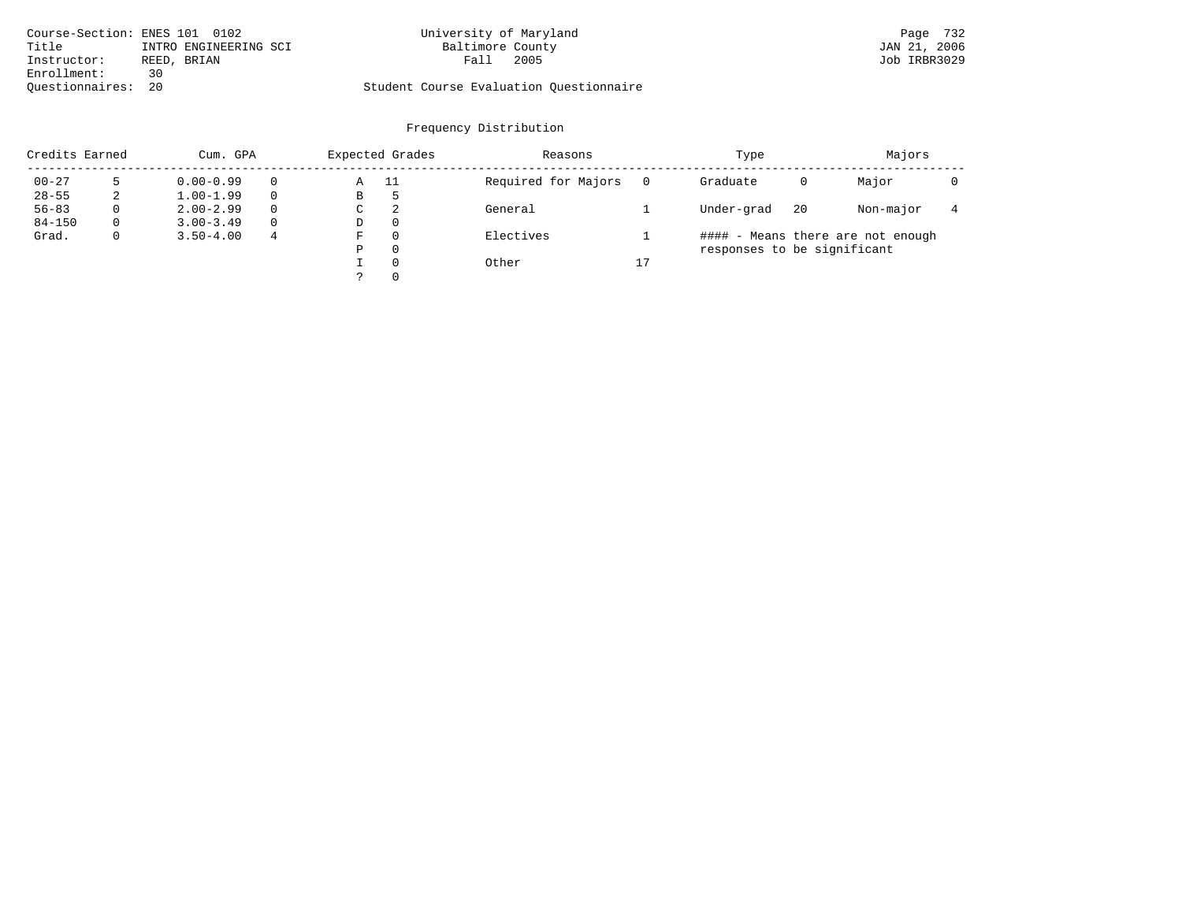Course-Section: ENES 101 0102
Title: INTRO ENGINEERING SCI
Instructor: REED, BRIAN
Enrollment: 30
Questionnaires: 20

University of Maryland
Baltimore County
Fall 2005

Student Course Evaluation Questionnaire

JAN 21, 2006
Job IRBR3029

## Frequency Distribution

| Credits Earned | | Cum. GPA | | Expected Grades | | Reasons | | Type | | Majors | |
|---|---|---|---|---|---|---|---|---|---|---|---|
| 00-27 | 5 | 0.00-0.99 | 0 | A | 11 | Required for Majors | 0 | Graduate | 0 | Major | 0 |
| 28-55 | 2 | 1.00-1.99 | 0 | B | 5 | | | | | | |
| 56-83 | 0 | 2.00-2.99 | 0 | C | 2 | General | 1 | Under-grad | 20 | Non-major | 4 |
| 84-150 | 0 | 3.00-3.49 | 0 | D | 0 | | | | | | |
| Grad. | 0 | 3.50-4.00 | 4 | F | 0 | Electives | 1 | | | | |
| | | | | P | 0 | | | | | | |
| | | | | I | 0 | Other | 17 | | | | |
| | | | | ? | 0 | | | | | | |

#### - Means there are not enough responses to be significant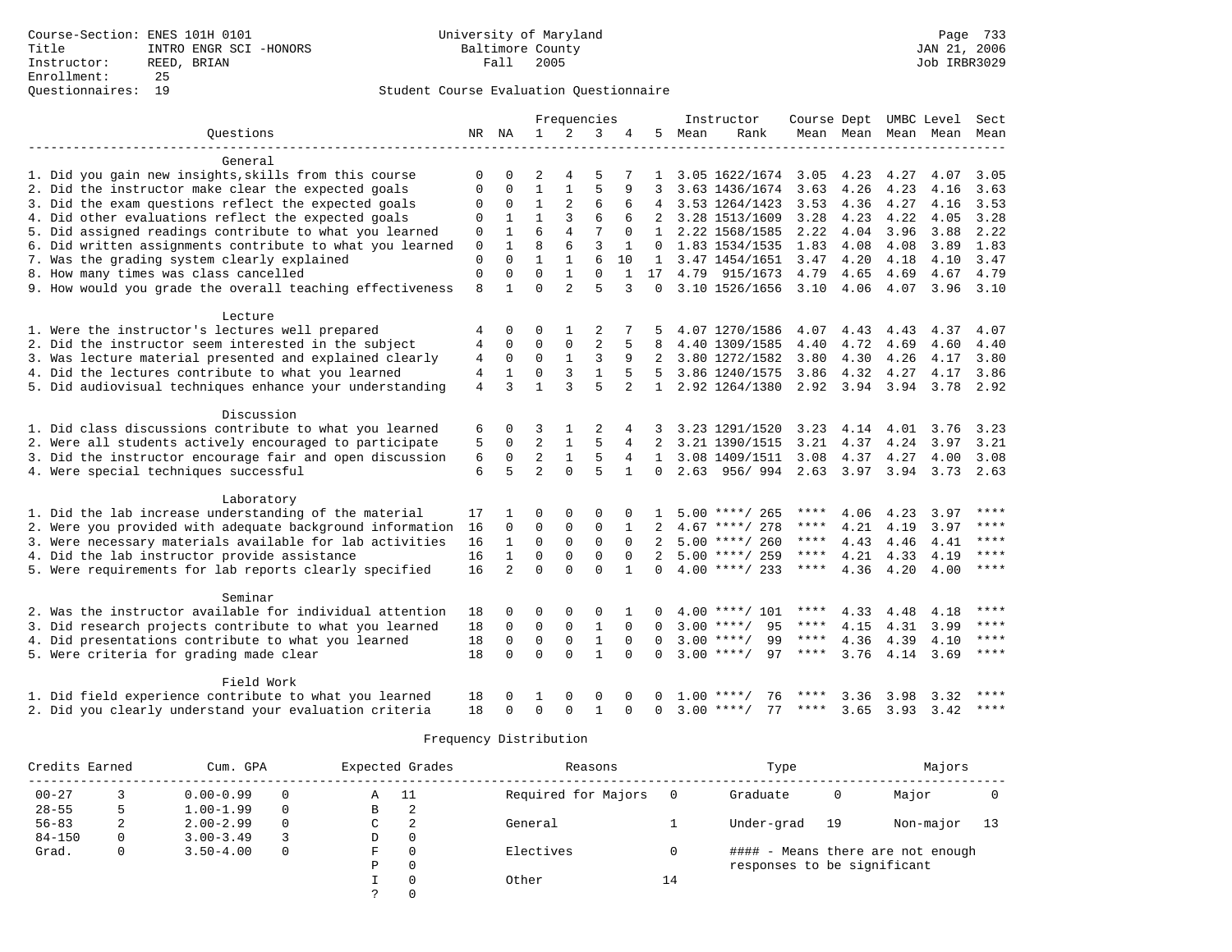Course-Section: ENES 101H 0101
Title: INTRO ENGR SCI -HONORS
Instructor: REED, BRIAN
Enrollment: 25
Questionnaires: 19

University of Maryland
Baltimore County
Fall 2005

JAN 21, 2006
Job IRBR3029

## Student Course Evaluation Questionnaire

| Questions | NR | NA | 1 | 2 | 3 | 4 | 5 | Instructor Mean | Rank | Course Mean | Dept Mean | UMBC Mean | Level Mean | Sect Mean |
|---|---|---|---|---|---|---|---|---|---|---|---|---|---|---|
| **General** | | | | | | | | | | | | | | |
| 1. Did you gain new insights,skills from this course | 0 | 0 | 2 | 4 | 5 | 7 | 1 | 3.05 | 1622/1674 | 3.05 | 4.23 | 4.27 | 4.07 | 3.05 |
| 2. Did the instructor make clear the expected goals | 0 | 0 | 1 | 1 | 5 | 9 | 3 | 3.63 | 1436/1674 | 3.63 | 4.26 | 4.23 | 4.16 | 3.63 |
| 3. Did the exam questions reflect the expected goals | 0 | 0 | 1 | 2 | 6 | 6 | 4 | 3.53 | 1264/1423 | 3.53 | 4.36 | 4.27 | 4.16 | 3.53 |
| 4. Did other evaluations reflect the expected goals | 0 | 1 | 1 | 3 | 6 | 6 | 2 | 3.28 | 1513/1609 | 3.28 | 4.23 | 4.22 | 4.05 | 3.28 |
| 5. Did assigned readings contribute to what you learned | 0 | 1 | 6 | 4 | 7 | 0 | 1 | 2.22 | 1568/1585 | 2.22 | 4.04 | 3.96 | 3.88 | 2.22 |
| 6. Did written assignments contribute to what you learned | 0 | 1 | 8 | 6 | 3 | 1 | 0 | 1.83 | 1534/1535 | 1.83 | 4.08 | 4.08 | 3.89 | 1.83 |
| 7. Was the grading system clearly explained | 0 | 0 | 1 | 1 | 6 | 10 | 1 | 3.47 | 1454/1651 | 3.47 | 4.20 | 4.18 | 4.10 | 3.47 |
| 8. How many times was class cancelled | 0 | 0 | 0 | 1 | 0 | 1 | 17 | 4.79 | 915/1673 | 4.79 | 4.65 | 4.69 | 4.67 | 4.79 |
| 9. How would you grade the overall teaching effectiveness | 8 | 1 | 0 | 2 | 5 | 3 | 0 | 3.10 | 1526/1656 | 3.10 | 4.06 | 4.07 | 3.96 | 3.10 |
| **Lecture** | | | | | | | | | | | | | | |
| 1. Were the instructor's lectures well prepared | 4 | 0 | 0 | 1 | 2 | 7 | 5 | 4.07 | 1270/1586 | 4.07 | 4.43 | 4.43 | 4.37 | 4.07 |
| 2. Did the instructor seem interested in the subject | 4 | 0 | 0 | 0 | 2 | 5 | 8 | 4.40 | 1309/1585 | 4.40 | 4.72 | 4.69 | 4.60 | 4.40 |
| 3. Was lecture material presented and explained clearly | 4 | 0 | 0 | 1 | 3 | 9 | 2 | 3.80 | 1272/1582 | 3.80 | 4.30 | 4.26 | 4.17 | 3.80 |
| 4. Did the lectures contribute to what you learned | 4 | 1 | 0 | 3 | 1 | 5 | 5 | 3.86 | 1240/1575 | 3.86 | 4.32 | 4.27 | 4.17 | 3.86 |
| 5. Did audiovisual techniques enhance your understanding | 4 | 3 | 1 | 3 | 5 | 2 | 1 | 2.92 | 1264/1380 | 2.92 | 3.94 | 3.94 | 3.78 | 2.92 |
| **Discussion** | | | | | | | | | | | | | | |
| 1. Did class discussions contribute to what you learned | 6 | 0 | 3 | 1 | 2 | 4 | 3 | 3.23 | 1291/1520 | 3.23 | 4.14 | 4.01 | 3.76 | 3.23 |
| 2. Were all students actively encouraged to participate | 5 | 0 | 2 | 1 | 5 | 4 | 2 | 3.21 | 1390/1515 | 3.21 | 4.37 | 4.24 | 3.97 | 3.21 |
| 3. Did the instructor encourage fair and open discussion | 6 | 0 | 2 | 1 | 5 | 4 | 1 | 3.08 | 1409/1511 | 3.08 | 4.37 | 4.27 | 4.00 | 3.08 |
| 4. Were special techniques successful | 6 | 5 | 2 | 0 | 5 | 1 | 0 | 2.63 | 956/ 994 | 2.63 | 3.97 | 3.94 | 3.73 | 2.63 |
| **Laboratory** | | | | | | | | | | | | | | |
| 1. Did the lab increase understanding of the material | 17 | 1 | 0 | 0 | 0 | 0 | 1 | 5.00 | ****/ 265 | **** | 4.06 | 4.23 | 3.97 | **** |
| 2. Were you provided with adequate background information | 16 | 0 | 0 | 0 | 0 | 1 | 2 | 4.67 | ****/ 278 | **** | 4.21 | 4.19 | 3.97 | **** |
| 3. Were necessary materials available for lab activities | 16 | 1 | 0 | 0 | 0 | 0 | 2 | 5.00 | ****/ 260 | **** | 4.43 | 4.46 | 4.41 | **** |
| 4. Did the lab instructor provide assistance | 16 | 1 | 0 | 0 | 0 | 0 | 2 | 5.00 | ****/ 259 | **** | 4.21 | 4.33 | 4.19 | **** |
| 5. Were requirements for lab reports clearly specified | 16 | 2 | 0 | 0 | 0 | 1 | 0 | 4.00 | ****/ 233 | **** | 4.36 | 4.20 | 4.00 | **** |
| **Seminar** | | | | | | | | | | | | | | |
| 2. Was the instructor available for individual attention | 18 | 0 | 0 | 0 | 0 | 1 | 0 | 4.00 | ****/ 101 | **** | 4.33 | 4.48 | 4.18 | **** |
| 3. Did research projects contribute to what you learned | 18 | 0 | 0 | 0 | 1 | 0 | 0 | 3.00 | ****/ 95 | **** | 4.15 | 4.31 | 3.99 | **** |
| 4. Did presentations contribute to what you learned | 18 | 0 | 0 | 0 | 1 | 0 | 0 | 3.00 | ****/ 99 | **** | 4.36 | 4.39 | 4.10 | **** |
| 5. Were criteria for grading made clear | 18 | 0 | 0 | 0 | 1 | 0 | 0 | 3.00 | ****/ 97 | **** | 3.76 | 4.14 | 3.69 | **** |
| **Field Work** | | | | | | | | | | | | | | |
| 1. Did field experience contribute to what you learned | 18 | 0 | 1 | 0 | 0 | 0 | 0 | 1.00 | ****/ 76 | **** | 3.36 | 3.98 | 3.32 | **** |
| 2. Did you clearly understand your evaluation criteria | 18 | 0 | 0 | 0 | 1 | 0 | 0 | 3.00 | ****/ 77 | **** | 3.65 | 3.93 | 3.42 | **** |

## Frequency Distribution

| Credits Earned | | Cum. GPA | | Expected Grades | | Reasons | | Type | | Majors | |
|---|---|---|---|---|---|---|---|---|---|---|---|
| 00-27 | 3 | 0.00-0.99 | 0 | A | 11 | Required for Majors | 0 | Graduate | 0 | Major | 0 |
| 28-55 | 5 | 1.00-1.99 | 0 | B | 2 | | | | | | |
| 56-83 | 2 | 2.00-2.99 | 0 | C | 2 | General | 1 | Under-grad | 19 | Non-major | 13 |
| 84-150 | 0 | 3.00-3.49 | 3 | D | 0 | | | | | | |
| Grad. | 0 | 3.50-4.00 | 0 | F | 0 | Electives | 0 | | | | |
| | | | | P | 0 | | | | | | |
| | | | | I | 0 | Other | 14 | | | | |
| | | | | ? | 0 | | | | | | |

#### - Means there are not enough responses to be significant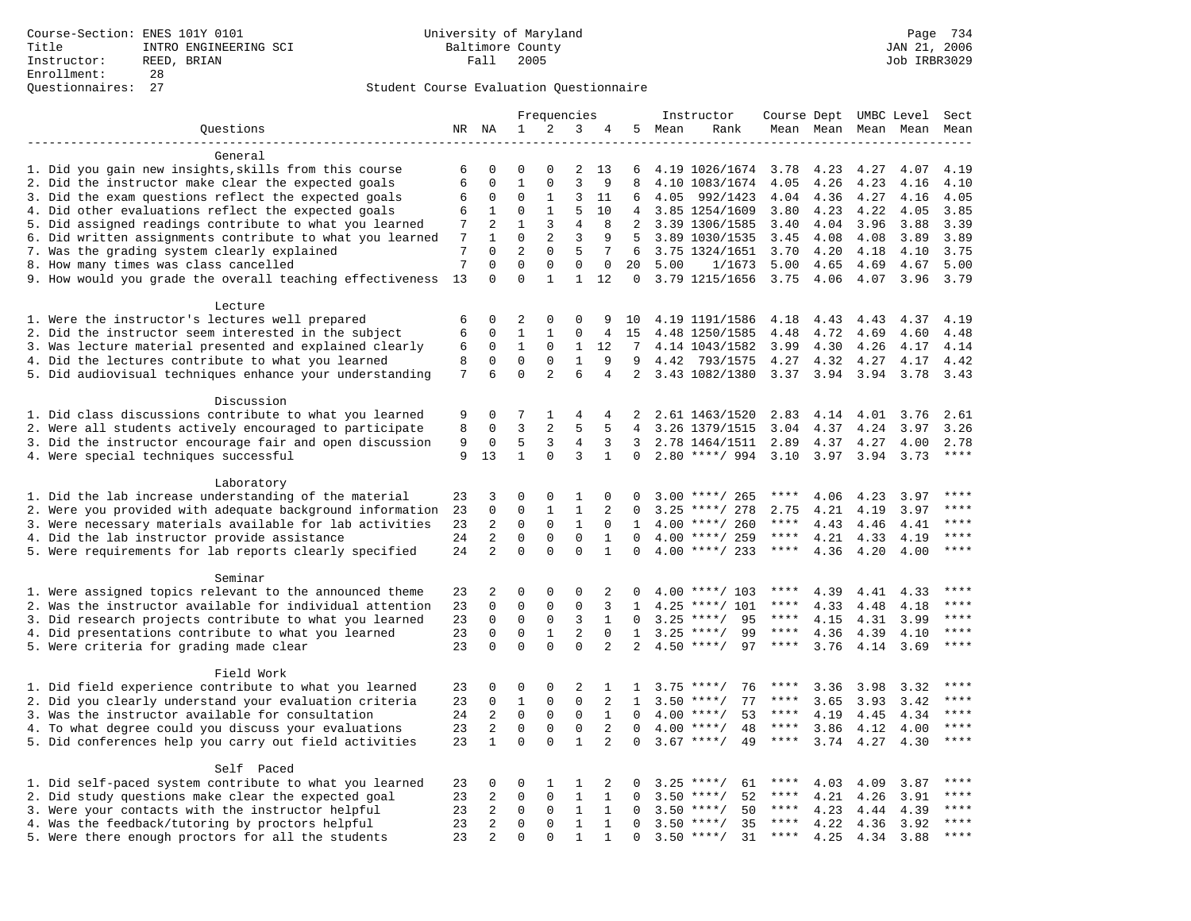Course-Section: ENES 101Y 0101
Title: INTRO ENGINEERING SCI
Instructor: REED, BRIAN
Enrollment: 28
Questionnaires: 27

University of Maryland
Baltimore County
Fall 2005

JAN 21, 2006
Job IRBR3029

## Student Course Evaluation Questionnaire

| Questions | NR | NA | 1 | 2 | 3 | 4 | 5 | Instructor Mean | Rank | Course Mean | Dept Mean | UMBC Level Mean | Level Mean | Sect Mean |
|---|---|---|---|---|---|---|---|---|---|---|---|---|---|---|
| **General** | | | | | | | | | | | | | | |
| 1. Did you gain new insights,skills from this course | 6 | 0 | 0 | 0 | 2 | 13 | 6 | 4.19 | 1026/1674 | 3.78 | 4.23 | 4.27 | 4.07 | 4.19 |
| 2. Did the instructor make clear the expected goals | 6 | 0 | 1 | 0 | 3 | 9 | 8 | 4.10 | 1083/1674 | 4.05 | 4.26 | 4.23 | 4.16 | 4.10 |
| 3. Did the exam questions reflect the expected goals | 6 | 0 | 0 | 1 | 3 | 11 | 6 | 4.05 | 992/1423 | 4.04 | 4.36 | 4.27 | 4.16 | 4.05 |
| 4. Did other evaluations reflect the expected goals | 6 | 1 | 0 | 1 | 5 | 10 | 4 | 3.85 | 1254/1609 | 3.80 | 4.23 | 4.22 | 4.05 | 3.85 |
| 5. Did assigned readings contribute to what you learned | 7 | 2 | 1 | 3 | 4 | 8 | 2 | 3.39 | 1306/1585 | 3.40 | 4.04 | 3.96 | 3.88 | 3.39 |
| 6. Did written assignments contribute to what you learned | 7 | 1 | 0 | 2 | 3 | 9 | 5 | 3.89 | 1030/1535 | 3.45 | 4.08 | 4.08 | 3.89 | 3.89 |
| 7. Was the grading system clearly explained | 7 | 0 | 2 | 0 | 5 | 7 | 6 | 3.75 | 1324/1651 | 3.70 | 4.20 | 4.18 | 4.10 | 3.75 |
| 8. How many times was class cancelled | 7 | 0 | 0 | 0 | 0 | 0 | 20 | 5.00 | 1/1673 | 5.00 | 4.65 | 4.69 | 4.67 | 5.00 |
| 9. How would you grade the overall teaching effectiveness | 13 | 0 | 0 | 1 | 1 | 12 | 0 | 3.79 | 1215/1656 | 3.75 | 4.06 | 4.07 | 3.96 | 3.79 |
| **Lecture** | | | | | | | | | | | | | | |
| 1. Were the instructor's lectures well prepared | 6 | 0 | 2 | 0 | 0 | 9 | 10 | 4.19 | 1191/1586 | 4.18 | 4.43 | 4.43 | 4.37 | 4.19 |
| 2. Did the instructor seem interested in the subject | 6 | 0 | 1 | 1 | 0 | 4 | 15 | 4.48 | 1250/1585 | 4.48 | 4.72 | 4.69 | 4.60 | 4.48 |
| 3. Was lecture material presented and explained clearly | 6 | 0 | 1 | 0 | 1 | 12 | 7 | 4.14 | 1043/1582 | 3.99 | 4.30 | 4.26 | 4.17 | 4.14 |
| 4. Did the lectures contribute to what you learned | 8 | 0 | 0 | 0 | 1 | 9 | 9 | 4.42 | 793/1575 | 4.27 | 4.32 | 4.27 | 4.17 | 4.42 |
| 5. Did audiovisual techniques enhance your understanding | 7 | 6 | 0 | 2 | 6 | 4 | 2 | 3.43 | 1082/1380 | 3.37 | 3.94 | 3.94 | 3.78 | 3.43 |
| **Discussion** | | | | | | | | | | | | | | |
| 1. Did class discussions contribute to what you learned | 9 | 0 | 7 | 1 | 4 | 4 | 2 | 2.61 | 1463/1520 | 2.83 | 4.14 | 4.01 | 3.76 | 2.61 |
| 2. Were all students actively encouraged to participate | 8 | 0 | 3 | 2 | 5 | 5 | 4 | 3.26 | 1379/1515 | 3.04 | 4.37 | 4.24 | 3.97 | 3.26 |
| 3. Did the instructor encourage fair and open discussion | 9 | 0 | 5 | 3 | 4 | 3 | 3 | 2.78 | 1464/1511 | 2.89 | 4.37 | 4.27 | 4.00 | 2.78 |
| 4. Were special techniques successful | 9 | 13 | 1 | 0 | 3 | 1 | 0 | 2.80 | ****/ 994 | 3.10 | 3.97 | 3.94 | 3.73 | **** |
| **Laboratory** | | | | | | | | | | | | | | |
| 1. Did the lab increase understanding of the material | 23 | 3 | 0 | 0 | 1 | 0 | 0 | 3.00 | ****/ 265 | **** | 4.06 | 4.23 | 3.97 | **** |
| 2. Were you provided with adequate background information | 23 | 0 | 0 | 1 | 1 | 2 | 0 | 3.25 | ****/ 278 | 2.75 | 4.21 | 4.19 | 3.97 | **** |
| 3. Were necessary materials available for lab activities | 23 | 2 | 0 | 0 | 1 | 0 | 1 | 4.00 | ****/ 260 | **** | 4.43 | 4.46 | 4.41 | **** |
| 4. Did the lab instructor provide assistance | 24 | 2 | 0 | 0 | 0 | 1 | 0 | 4.00 | ****/ 259 | **** | 4.21 | 4.33 | 4.19 | **** |
| 5. Were requirements for lab reports clearly specified | 24 | 2 | 0 | 0 | 0 | 1 | 0 | 4.00 | ****/ 233 | **** | 4.36 | 4.20 | 4.00 | **** |
| **Seminar** | | | | | | | | | | | | | | |
| 1. Were assigned topics relevant to the announced theme | 23 | 2 | 0 | 0 | 0 | 2 | 0 | 4.00 | ****/ 103 | **** | 4.39 | 4.41 | 4.33 | **** |
| 2. Was the instructor available for individual attention | 23 | 0 | 0 | 0 | 0 | 3 | 1 | 4.25 | ****/ 101 | **** | 4.33 | 4.48 | 4.18 | **** |
| 3. Did research projects contribute to what you learned | 23 | 0 | 0 | 0 | 3 | 1 | 0 | 3.25 | ****/ 95 | **** | 4.15 | 4.31 | 3.99 | **** |
| 4. Did presentations contribute to what you learned | 23 | 0 | 0 | 1 | 2 | 0 | 1 | 3.25 | ****/ 99 | **** | 4.36 | 4.39 | 4.10 | **** |
| 5. Were criteria for grading made clear | 23 | 0 | 0 | 0 | 0 | 2 | 2 | 4.50 | ****/ 97 | **** | 3.76 | 4.14 | 3.69 | **** |
| **Field Work** | | | | | | | | | | | | | | |
| 1. Did field experience contribute to what you learned | 23 | 0 | 0 | 0 | 2 | 1 | 1 | 3.75 | ****/ 76 | **** | 3.36 | 3.98 | 3.32 | **** |
| 2. Did you clearly understand your evaluation criteria | 23 | 0 | 1 | 0 | 0 | 2 | 1 | 3.50 | ****/ 77 | **** | 3.65 | 3.93 | 3.42 | **** |
| 3. Was the instructor available for consultation | 24 | 2 | 0 | 0 | 0 | 1 | 0 | 4.00 | ****/ 53 | **** | 4.19 | 4.45 | 4.34 | **** |
| 4. To what degree could you discuss your evaluations | 23 | 2 | 0 | 0 | 0 | 2 | 0 | 4.00 | ****/ 48 | **** | 3.86 | 4.12 | 4.00 | **** |
| 5. Did conferences help you carry out field activities | 23 | 1 | 0 | 0 | 1 | 2 | 0 | 3.67 | ****/ 49 | **** | 3.74 | 4.27 | 4.30 | **** |
| **Self Paced** | | | | | | | | | | | | | | |
| 1. Did self-paced system contribute to what you learned | 23 | 0 | 0 | 1 | 1 | 2 | 0 | 3.25 | ****/ 61 | **** | 4.03 | 4.09 | 3.87 | **** |
| 2. Did study questions make clear the expected goal | 23 | 2 | 0 | 0 | 1 | 1 | 0 | 3.50 | ****/ 52 | **** | 4.21 | 4.26 | 3.91 | **** |
| 3. Were your contacts with the instructor helpful | 23 | 2 | 0 | 0 | 1 | 1 | 0 | 3.50 | ****/ 50 | **** | 4.23 | 4.44 | 4.39 | **** |
| 4. Was the feedback/tutoring by proctors helpful | 23 | 2 | 0 | 0 | 1 | 1 | 0 | 3.50 | ****/ 35 | **** | 4.22 | 4.36 | 3.92 | **** |
| 5. Were there enough proctors for all the students | 23 | 2 | 0 | 0 | 1 | 1 | 0 | 3.50 | ****/ 31 | **** | 4.25 | 4.34 | 3.88 | **** |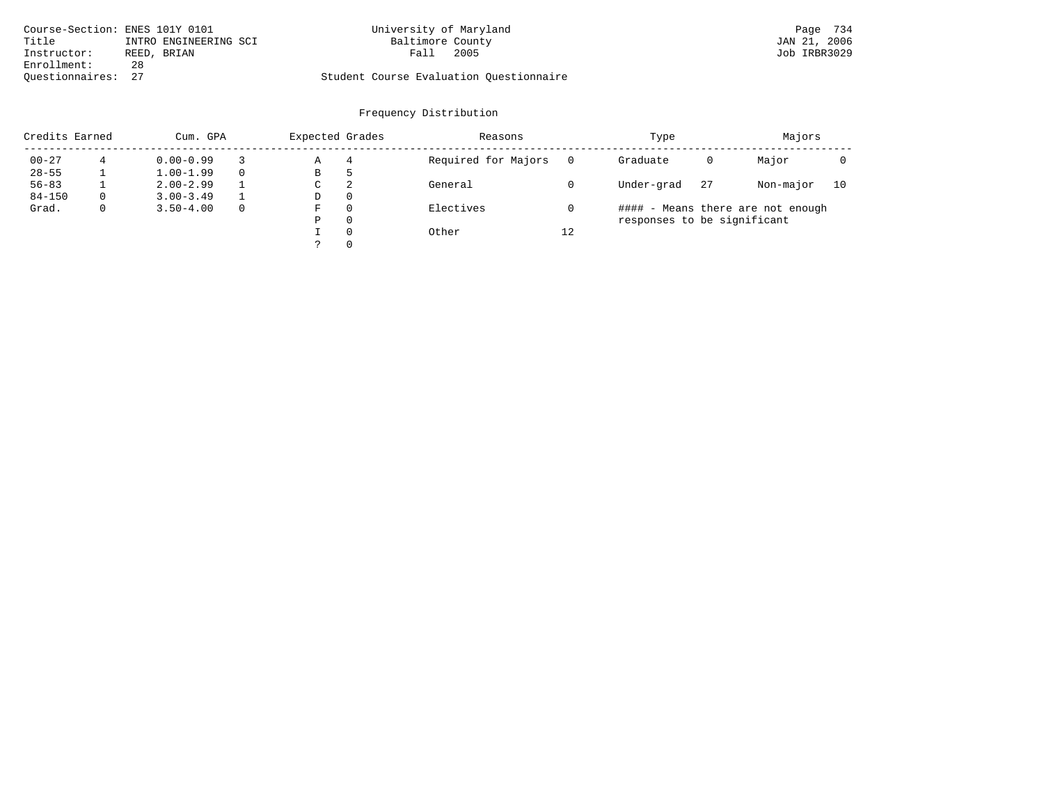Course-Section: ENES 101Y 0101
Title: INTRO ENGINEERING SCI
Instructor: REED, BRIAN
Enrollment: 28
Questionnaires: 27

University of Maryland
Baltimore County
Fall 2005

Page 734
JAN 21, 2006
Job IRBR3029

Student Course Evaluation Questionnaire

## Frequency Distribution

| Credits Earned | | Cum. GPA | | Expected Grades | | Reasons | | Type | | Majors | |
|---|---|---|---|---|---|---|---|---|---|---|---|
| 00-27 | 4 | 0.00-0.99 | 3 | A | 4 | Required for Majors | 0 | Graduate | 0 | Major | 0 |
| 28-55 | 1 | 1.00-1.99 | 0 | B | 5 | | | | | | |
| 56-83 | 1 | 2.00-2.99 | 1 | C | 2 | General | 0 | Under-grad | 27 | Non-major | 10 |
| 84-150 | 0 | 3.00-3.49 | 1 | D | 0 | | | | | | |
| Grad. | 0 | 3.50-4.00 | 0 | F | 0 | Electives | 0 | | | | |
| | | | | P | 0 | | | | | | |
| | | | | I | 0 | Other | 12 | | | | |
| | | | | ? | 0 | | | | | | |

#### - Means there are not enough responses to be significant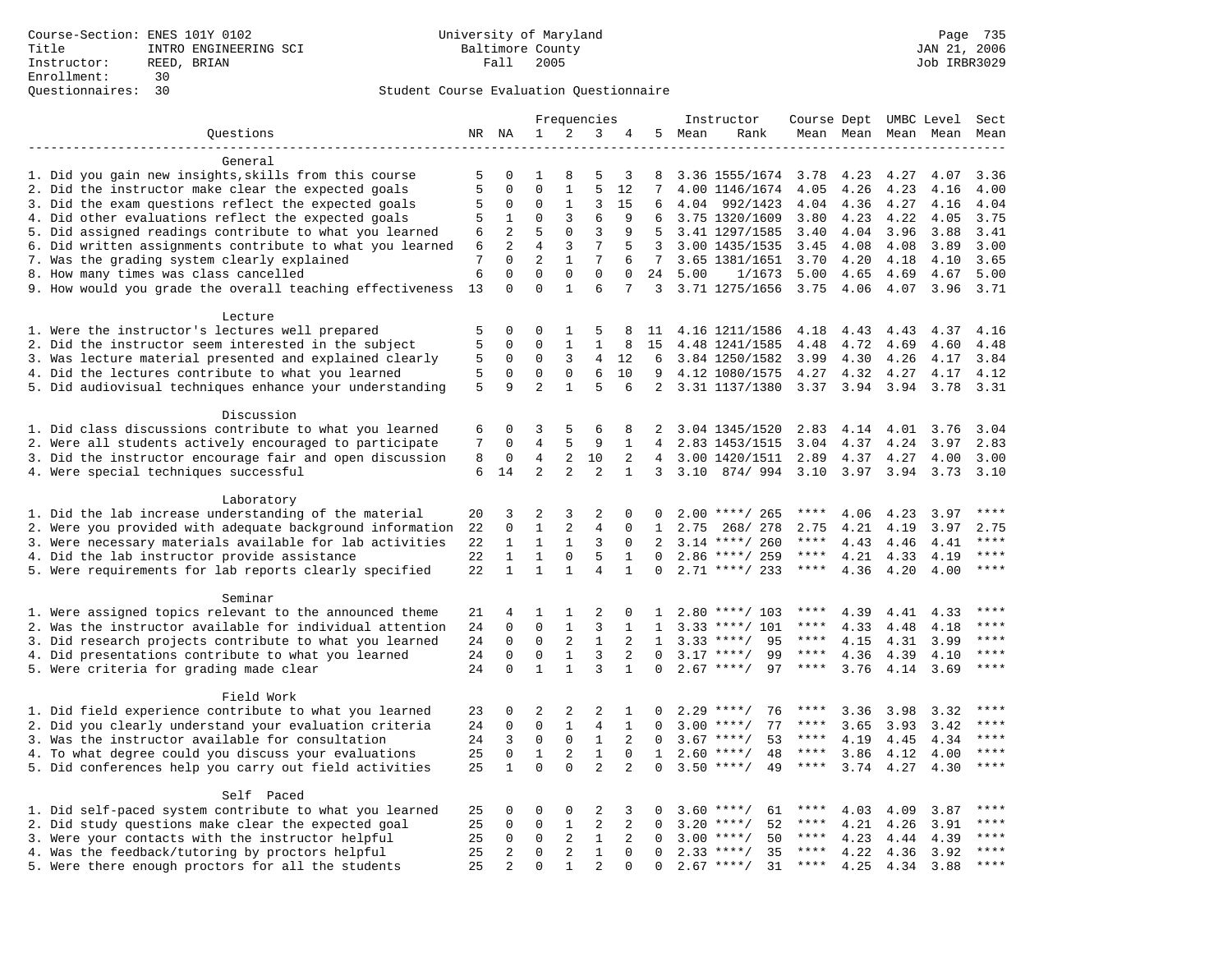Course-Section: ENES 101Y 0102
Title: INTRO ENGINEERING SCI
Instructor: REED, BRIAN
Enrollment: 30
Questionnaires: 30

University of Maryland
Baltimore County
Fall 2005

JAN 21, 2006
Job IRBR3029

## Student Course Evaluation Questionnaire

| Questions | NR | NA | 1 | 2 | 3 | 4 | 5 | Instructor Mean | Rank | Course Mean | Dept Mean | UMBC Level Mean | Level Mean | Sect Mean |
|---|---|---|---|---|---|---|---|---|---|---|---|---|---|---|
| **General** | | | | | | | | | | | | | | |
| 1. Did you gain new insights,skills from this course | 5 | 0 | 1 | 8 | 5 | 3 | 8 | 3.36 | 1555/1674 | 3.78 | 4.23 | 4.27 | 4.07 | 3.36 |
| 2. Did the instructor make clear the expected goals | 5 | 0 | 0 | 1 | 5 | 12 | 7 | 4.00 | 1146/1674 | 4.05 | 4.26 | 4.23 | 4.16 | 4.00 |
| 3. Did the exam questions reflect the expected goals | 5 | 0 | 0 | 1 | 3 | 15 | 6 | 4.04 | 992/1423 | 4.04 | 4.36 | 4.27 | 4.16 | 4.04 |
| 4. Did other evaluations reflect the expected goals | 5 | 1 | 0 | 3 | 6 | 9 | 6 | 3.75 | 1320/1609 | 3.80 | 4.23 | 4.22 | 4.05 | 3.75 |
| 5. Did assigned readings contribute to what you learned | 6 | 2 | 5 | 0 | 3 | 9 | 5 | 3.41 | 1297/1585 | 3.40 | 4.04 | 3.96 | 3.88 | 3.41 |
| 6. Did written assignments contribute to what you learned | 6 | 2 | 4 | 3 | 7 | 5 | 3 | 3.00 | 1435/1535 | 3.45 | 4.08 | 4.08 | 3.89 | 3.00 |
| 7. Was the grading system clearly explained | 7 | 0 | 2 | 1 | 7 | 6 | 7 | 3.65 | 1381/1651 | 3.70 | 4.20 | 4.18 | 4.10 | 3.65 |
| 8. How many times was class cancelled | 6 | 0 | 0 | 0 | 0 | 0 | 24 | 5.00 | 1/1673 | 5.00 | 4.65 | 4.69 | 4.67 | 5.00 |
| 9. How would you grade the overall teaching effectiveness | 13 | 0 | 0 | 1 | 6 | 7 | 3 | 3.71 | 1275/1656 | 3.75 | 4.06 | 4.07 | 3.96 | 3.71 |
| **Lecture** | | | | | | | | | | | | | | |
| 1. Were the instructor's lectures well prepared | 5 | 0 | 0 | 1 | 5 | 8 | 11 | 4.16 | 1211/1586 | 4.18 | 4.43 | 4.43 | 4.37 | 4.16 |
| 2. Did the instructor seem interested in the subject | 5 | 0 | 0 | 1 | 1 | 8 | 15 | 4.48 | 1241/1585 | 4.48 | 4.72 | 4.69 | 4.60 | 4.48 |
| 3. Was lecture material presented and explained clearly | 5 | 0 | 0 | 3 | 4 | 12 | 6 | 3.84 | 1250/1582 | 3.99 | 4.30 | 4.26 | 4.17 | 3.84 |
| 4. Did the lectures contribute to what you learned | 5 | 0 | 0 | 0 | 6 | 10 | 9 | 4.12 | 1080/1575 | 4.27 | 4.32 | 4.27 | 4.17 | 4.12 |
| 5. Did audiovisual techniques enhance your understanding | 5 | 9 | 2 | 1 | 5 | 6 | 2 | 3.31 | 1137/1380 | 3.37 | 3.94 | 3.94 | 3.78 | 3.31 |
| **Discussion** | | | | | | | | | | | | | | |
| 1. Did class discussions contribute to what you learned | 6 | 0 | 3 | 5 | 6 | 8 | 2 | 3.04 | 1345/1520 | 2.83 | 4.14 | 4.01 | 3.76 | 3.04 |
| 2. Were all students actively encouraged to participate | 7 | 0 | 4 | 5 | 9 | 1 | 4 | 2.83 | 1453/1515 | 3.04 | 4.37 | 4.24 | 3.97 | 2.83 |
| 3. Did the instructor encourage fair and open discussion | 8 | 0 | 4 | 2 | 10 | 2 | 4 | 3.00 | 1420/1511 | 2.89 | 4.37 | 4.27 | 4.00 | 3.00 |
| 4. Were special techniques successful | 6 | 14 | 2 | 2 | 2 | 1 | 3 | 3.10 | 874/ 994 | 3.10 | 3.97 | 3.94 | 3.73 | 3.10 |
| **Laboratory** | | | | | | | | | | | | | | |
| 1. Did the lab increase understanding of the material | 20 | 3 | 2 | 3 | 2 | 0 | 0 | 2.00 | ****/ 265 | **** | 4.06 | 4.23 | 3.97 | **** |
| 2. Were you provided with adequate background information | 22 | 0 | 1 | 2 | 4 | 0 | 1 | 2.75 | 268/ 278 | 2.75 | 4.21 | 4.19 | 3.97 | 2.75 |
| 3. Were necessary materials available for lab activities | 22 | 1 | 1 | 1 | 3 | 0 | 2 | 3.14 | ****/ 260 | **** | 4.43 | 4.46 | 4.41 | **** |
| 4. Did the lab instructor provide assistance | 22 | 1 | 1 | 0 | 5 | 1 | 0 | 2.86 | ****/ 259 | **** | 4.21 | 4.33 | 4.19 | **** |
| 5. Were requirements for lab reports clearly specified | 22 | 1 | 1 | 1 | 4 | 1 | 0 | 2.71 | ****/ 233 | **** | 4.36 | 4.20 | 4.00 | **** |
| **Seminar** | | | | | | | | | | | | | | |
| 1. Were assigned topics relevant to the announced theme | 21 | 4 | 1 | 1 | 2 | 0 | 1 | 2.80 | ****/ 103 | **** | 4.39 | 4.41 | 4.33 | **** |
| 2. Was the instructor available for individual attention | 24 | 0 | 0 | 1 | 3 | 1 | 1 | 3.33 | ****/ 101 | **** | 4.33 | 4.48 | 4.18 | **** |
| 3. Did research projects contribute to what you learned | 24 | 0 | 0 | 2 | 1 | 2 | 1 | 3.33 | ****/ 95 | **** | 4.15 | 4.31 | 3.99 | **** |
| 4. Did presentations contribute to what you learned | 24 | 0 | 0 | 1 | 3 | 2 | 0 | 3.17 | ****/ 99 | **** | 4.36 | 4.39 | 4.10 | **** |
| 5. Were criteria for grading made clear | 24 | 0 | 1 | 1 | 3 | 1 | 0 | 2.67 | ****/ 97 | **** | 3.76 | 4.14 | 3.69 | **** |
| **Field Work** | | | | | | | | | | | | | | |
| 1. Did field experience contribute to what you learned | 23 | 0 | 2 | 2 | 2 | 1 | 0 | 2.29 | ****/ 76 | **** | 3.36 | 3.98 | 3.32 | **** |
| 2. Did you clearly understand your evaluation criteria | 24 | 0 | 0 | 1 | 4 | 1 | 0 | 3.00 | ****/ 77 | **** | 3.65 | 3.93 | 3.42 | **** |
| 3. Was the instructor available for consultation | 24 | 3 | 0 | 0 | 1 | 2 | 0 | 3.67 | ****/ 53 | **** | 4.19 | 4.45 | 4.34 | **** |
| 4. To what degree could you discuss your evaluations | 25 | 0 | 1 | 2 | 1 | 0 | 1 | 2.60 | ****/ 48 | **** | 3.86 | 4.12 | 4.00 | **** |
| 5. Did conferences help you carry out field activities | 25 | 1 | 0 | 0 | 2 | 2 | 0 | 3.50 | ****/ 49 | **** | 3.74 | 4.27 | 4.30 | **** |
| **Self Paced** | | | | | | | | | | | | | | |
| 1. Did self-paced system contribute to what you learned | 25 | 0 | 0 | 0 | 2 | 3 | 0 | 3.60 | ****/ 61 | **** | 4.03 | 4.09 | 3.87 | **** |
| 2. Did study questions make clear the expected goal | 25 | 0 | 0 | 1 | 2 | 2 | 0 | 3.20 | ****/ 52 | **** | 4.21 | 4.26 | 3.91 | **** |
| 3. Were your contacts with the instructor helpful | 25 | 0 | 0 | 2 | 1 | 2 | 0 | 3.00 | ****/ 50 | **** | 4.23 | 4.44 | 4.39 | **** |
| 4. Was the feedback/tutoring by proctors helpful | 25 | 2 | 0 | 2 | 1 | 0 | 0 | 2.33 | ****/ 35 | **** | 4.22 | 4.36 | 3.92 | **** |
| 5. Were there enough proctors for all the students | 25 | 2 | 0 | 1 | 2 | 0 | 0 | 2.67 | ****/ 31 | **** | 4.25 | 4.34 | 3.88 | **** |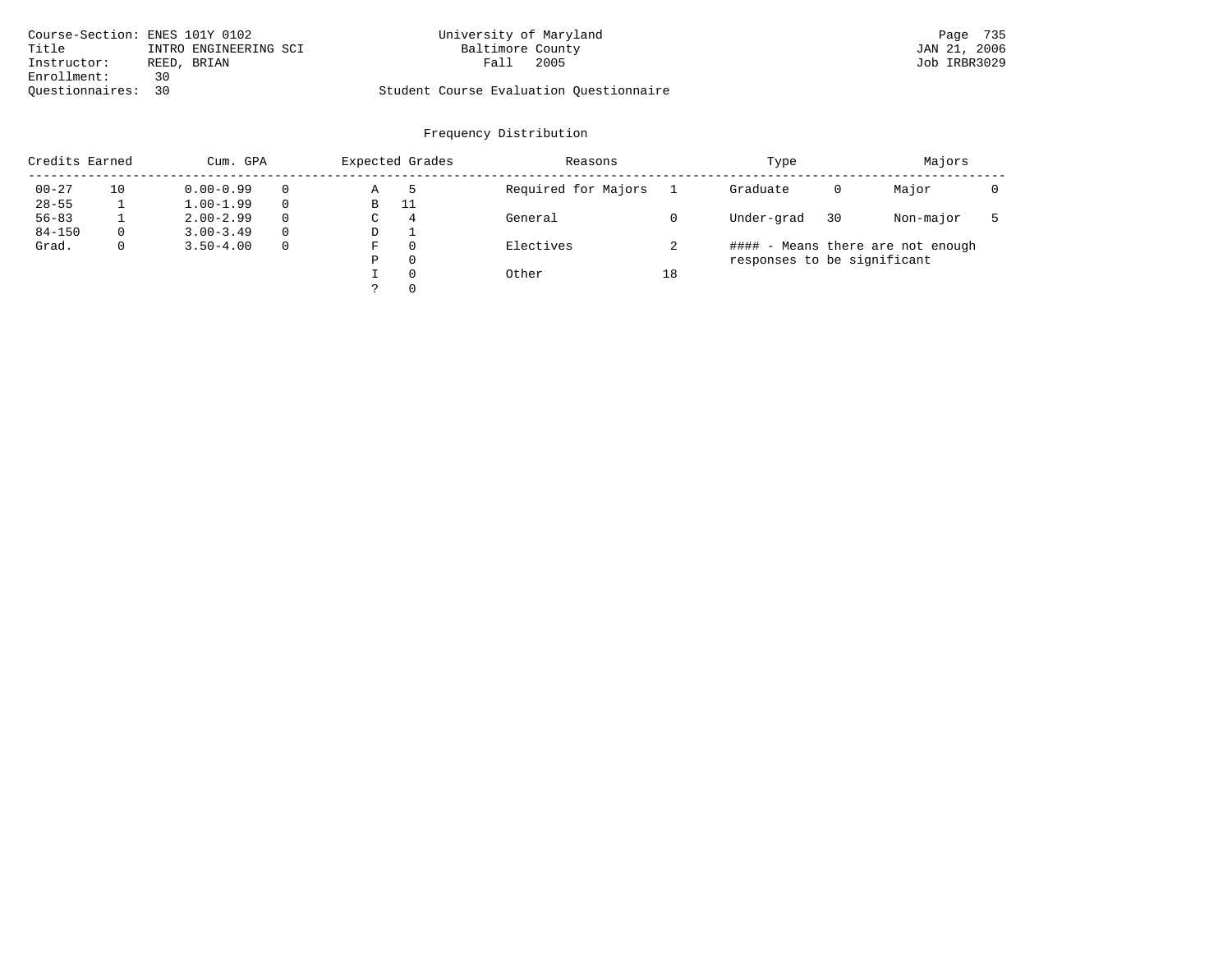Course-Section: ENES 101Y 0102
Title: INTRO ENGINEERING SCI
Instructor: REED, BRIAN
Enrollment: 30
Questionnaires: 30

University of Maryland
Baltimore County
Fall 2005

Student Course Evaluation Questionnaire

Page 735
JAN 21, 2006
Job IRBR3029

## Frequency Distribution

| Credits Earned | | Cum. GPA | | Expected Grades | | Reasons | | Type | | Majors | |
|---|---|---|---|---|---|---|---|---|---|---|---|
| 00-27 | 10 | 0.00-0.99 | 0 | A | 5 | Required for Majors | 1 | Graduate | 0 | Major | 0 |
| 28-55 | 1 | 1.00-1.99 | 0 | B | 11 | | | | | | |
| 56-83 | 1 | 2.00-2.99 | 0 | C | 4 | General | 0 | Under-grad | 30 | Non-major | 5 |
| 84-150 | 0 | 3.00-3.49 | 0 | D | 1 | | | | | | |
| Grad. | 0 | 3.50-4.00 | 0 | F | 0 | Electives | 2 | | | | |
| | | | | P | 0 | | | | | | |
| | | | | I | 0 | Other | 18 | | | | |
| | | | | ? | 0 | | | | | | |

#### - Means there are not enough responses to be significant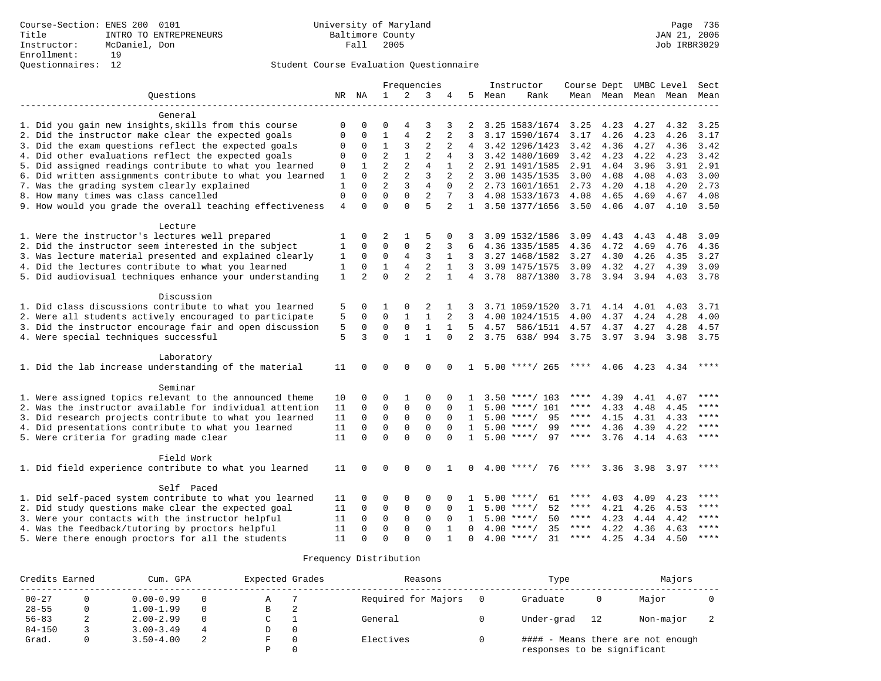Course-Section: ENES 200 0101
Title: INTRO TO ENTREPRENEURS
Instructor: McDaniel, Don
Enrollment: 19
Questionnaires: 12

University of Maryland
Baltimore County
Fall 2005

Page 736
JAN 21, 2006
Job IRBR3029

## Student Course Evaluation Questionnaire

| Questions | NR | NA | 1 | 2 | 3 | 4 | 5 | Instructor Mean | Rank | Course Mean | Dept Mean | UMBC Mean | Level Mean | Sect Mean |
|---|---|---|---|---|---|---|---|---|---|---|---|---|---|---|
| **General** | | | | | | | | | | | | | | |
| 1. Did you gain new insights,skills from this course | 0 | 0 | 0 | 4 | 3 | 3 | 2 | 3.25 | 1583/1674 | 3.25 | 4.23 | 4.27 | 4.32 | 3.25 |
| 2. Did the instructor make clear the expected goals | 0 | 0 | 1 | 4 | 2 | 2 | 3 | 3.17 | 1590/1674 | 3.17 | 4.26 | 4.23 | 4.26 | 3.17 |
| 3. Did the exam questions reflect the expected goals | 0 | 0 | 1 | 3 | 2 | 2 | 4 | 3.42 | 1296/1423 | 3.42 | 4.36 | 4.27 | 4.36 | 3.42 |
| 4. Did other evaluations reflect the expected goals | 0 | 0 | 2 | 1 | 2 | 4 | 3 | 3.42 | 1480/1609 | 3.42 | 4.23 | 4.22 | 4.23 | 3.42 |
| 5. Did assigned readings contribute to what you learned | 0 | 1 | 2 | 2 | 4 | 1 | 2 | 2.91 | 1491/1585 | 2.91 | 4.04 | 3.96 | 3.91 | 2.91 |
| 6. Did written assignments contribute to what you learned | 1 | 0 | 2 | 2 | 3 | 2 | 2 | 3.00 | 1435/1535 | 3.00 | 4.08 | 4.08 | 4.03 | 3.00 |
| 7. Was the grading system clearly explained | 1 | 0 | 2 | 3 | 4 | 0 | 2 | 2.73 | 1601/1651 | 2.73 | 4.20 | 4.18 | 4.20 | 2.73 |
| 8. How many times was class cancelled | 0 | 0 | 0 | 0 | 2 | 7 | 3 | 4.08 | 1533/1673 | 4.08 | 4.65 | 4.69 | 4.67 | 4.08 |
| 9. How would you grade the overall teaching effectiveness | 4 | 0 | 0 | 0 | 5 | 2 | 1 | 3.50 | 1377/1656 | 3.50 | 4.06 | 4.07 | 4.10 | 3.50 |
| **Lecture** | | | | | | | | | | | | | | |
| 1. Were the instructor's lectures well prepared | 1 | 0 | 2 | 1 | 5 | 0 | 3 | 3.09 | 1532/1586 | 3.09 | 4.43 | 4.43 | 4.48 | 3.09 |
| 2. Did the instructor seem interested in the subject | 1 | 0 | 0 | 0 | 2 | 3 | 6 | 4.36 | 1335/1585 | 4.36 | 4.72 | 4.69 | 4.76 | 4.36 |
| 3. Was lecture material presented and explained clearly | 1 | 0 | 0 | 4 | 3 | 1 | 3 | 3.27 | 1468/1582 | 3.27 | 4.30 | 4.26 | 4.35 | 3.27 |
| 4. Did the lectures contribute to what you learned | 1 | 0 | 1 | 4 | 2 | 1 | 3 | 3.09 | 1475/1575 | 3.09 | 4.32 | 4.27 | 4.39 | 3.09 |
| 5. Did audiovisual techniques enhance your understanding | 1 | 2 | 0 | 2 | 2 | 1 | 4 | 3.78 | 887/1380 | 3.78 | 3.94 | 3.94 | 4.03 | 3.78 |
| **Discussion** | | | | | | | | | | | | | | |
| 1. Did class discussions contribute to what you learned | 5 | 0 | 1 | 0 | 2 | 1 | 3 | 3.71 | 1059/1520 | 3.71 | 4.14 | 4.01 | 4.03 | 3.71 |
| 2. Were all students actively encouraged to participate | 5 | 0 | 0 | 1 | 1 | 2 | 3 | 4.00 | 1024/1515 | 4.00 | 4.37 | 4.24 | 4.28 | 4.00 |
| 3. Did the instructor encourage fair and open discussion | 5 | 0 | 0 | 0 | 1 | 1 | 5 | 4.57 | 586/1511 | 4.57 | 4.37 | 4.27 | 4.28 | 4.57 |
| 4. Were special techniques successful | 5 | 3 | 0 | 1 | 1 | 0 | 2 | 3.75 | 638/ 994 | 3.75 | 3.97 | 3.94 | 3.98 | 3.75 |
| **Laboratory** | | | | | | | | | | | | | | |
| 1. Did the lab increase understanding of the material | 11 | 0 | 0 | 0 | 0 | 0 | 1 | 5.00 | ****/ 265 | **** | 4.06 | 4.23 | 4.34 | **** |
| **Seminar** | | | | | | | | | | | | | | |
| 1. Were assigned topics relevant to the announced theme | 10 | 0 | 0 | 1 | 0 | 0 | 1 | 3.50 | ****/ 103 | **** | 4.39 | 4.41 | 4.07 | **** |
| 2. Was the instructor available for individual attention | 11 | 0 | 0 | 0 | 0 | 0 | 1 | 5.00 | ****/ 101 | **** | 4.33 | 4.48 | 4.45 | **** |
| 3. Did research projects contribute to what you learned | 11 | 0 | 0 | 0 | 0 | 0 | 1 | 5.00 | ****/ 95 | **** | 4.15 | 4.31 | 4.33 | **** |
| 4. Did presentations contribute to what you learned | 11 | 0 | 0 | 0 | 0 | 0 | 1 | 5.00 | ****/ 99 | **** | 4.36 | 4.39 | 4.22 | **** |
| 5. Were criteria for grading made clear | 11 | 0 | 0 | 0 | 0 | 0 | 1 | 5.00 | ****/ 97 | **** | 3.76 | 4.14 | 4.63 | **** |
| **Field Work** | | | | | | | | | | | | | | |
| 1. Did field experience contribute to what you learned | 11 | 0 | 0 | 0 | 0 | 1 | 0 | 4.00 | ****/ 76 | **** | 3.36 | 3.98 | 3.97 | **** |
| **Self Paced** | | | | | | | | | | | | | | |
| 1. Did self-paced system contribute to what you learned | 11 | 0 | 0 | 0 | 0 | 0 | 1 | 5.00 | ****/ 61 | **** | 4.03 | 4.09 | 4.23 | **** |
| 2. Did study questions make clear the expected goal | 11 | 0 | 0 | 0 | 0 | 0 | 1 | 5.00 | ****/ 52 | **** | 4.21 | 4.26 | 4.53 | **** |
| 3. Were your contacts with the instructor helpful | 11 | 0 | 0 | 0 | 0 | 0 | 1 | 5.00 | ****/ 50 | **** | 4.23 | 4.44 | 4.42 | **** |
| 4. Was the feedback/tutoring by proctors helpful | 11 | 0 | 0 | 0 | 0 | 1 | 0 | 4.00 | ****/ 35 | **** | 4.22 | 4.36 | 4.63 | **** |
| 5. Were there enough proctors for all the students | 11 | 0 | 0 | 0 | 0 | 1 | 0 | 4.00 | ****/ 31 | **** | 4.25 | 4.34 | 4.50 | **** |

## Frequency Distribution

| Credits Earned | | Cum. GPA | | Expected Grades | | Reasons | | Type | | Majors | |
|---|---|---|---|---|---|---|---|---|---|---|---|
| 00-27 | 0 | 0.00-0.99 | 0 | A | 7 | Required for Majors | 0 | Graduate | 0 | Major | 0 |
| 28-55 | 0 | 1.00-1.99 | 0 | B | 2 | | | | | | |
| 56-83 | 2 | 2.00-2.99 | 0 | C | 1 | General | 0 | Under-grad | 12 | Non-major | 2 |
| 84-150 | 3 | 3.00-3.49 | 4 | D | 0 | | | | | | |
| Grad. | 0 | 3.50-4.00 | 2 | F | 0 | Electives | 0 | | | | |
| | | | | P | 0 | | | | | | |

#### - Means there are not enough responses to be significant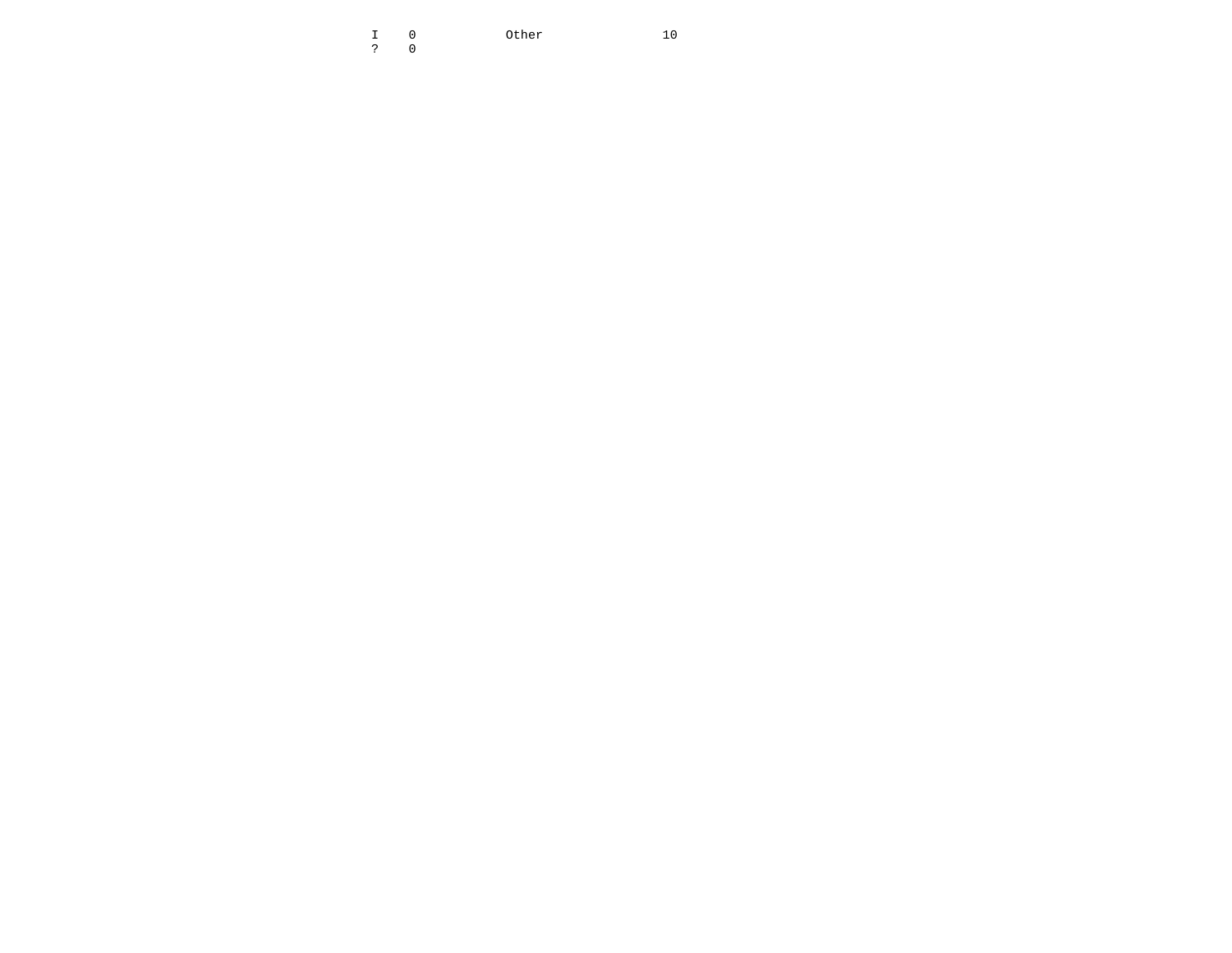| | | | |
|---|---|---|---|
| I | 0 | Other | 10 |
| ? | 0 | | |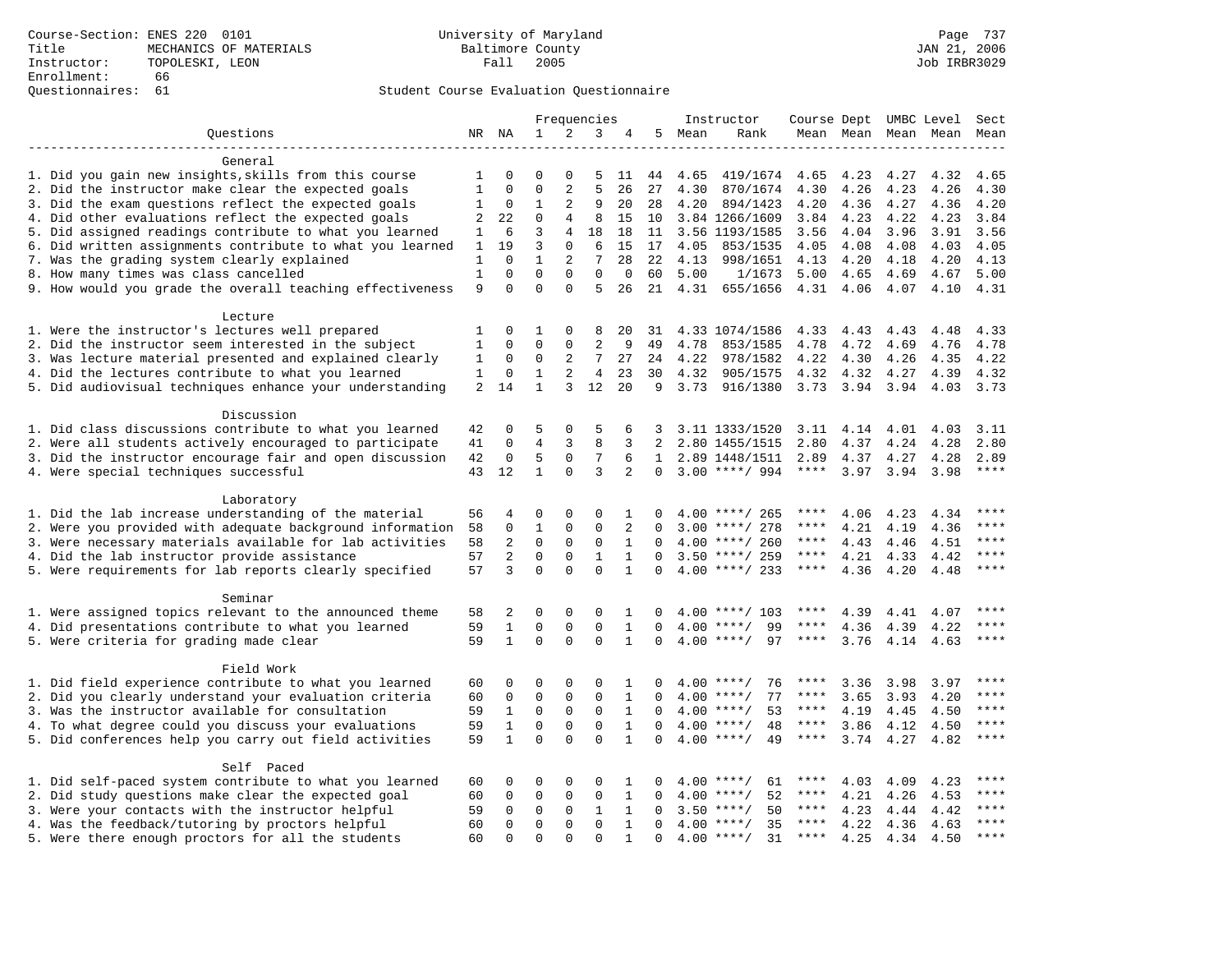Course-Section: ENES 220 0101
Title: MECHANICS OF MATERIALS
Instructor: TOPOLESKI, LEON
Enrollment: 66
Questionnaires: 61

University of Maryland
Baltimore County
Fall 2005

Student Course Evaluation Questionnaire

| Questions | NR | NA | 1 | 2 | 3 | 4 | 5 | Instructor Mean | Instructor Rank | Course Mean | Dept Mean | UMBC Mean | Level Mean | Sect Mean |
|---|---|---|---|---|---|---|---|---|---|---|---|---|---|---|
| **General** | | | | | | | | | | | | | | |
| 1. Did you gain new insights,skills from this course | 1 | 0 | 0 | 0 | 5 | 11 | 44 | 4.65 | 419/1674 | 4.65 | 4.23 | 4.27 | 4.32 | 4.65 |
| 2. Did the instructor make clear the expected goals | 1 | 0 | 0 | 2 | 5 | 26 | 27 | 4.30 | 870/1674 | 4.30 | 4.26 | 4.23 | 4.26 | 4.30 |
| 3. Did the exam questions reflect the expected goals | 1 | 0 | 1 | 2 | 9 | 20 | 28 | 4.20 | 894/1423 | 4.20 | 4.36 | 4.27 | 4.36 | 4.20 |
| 4. Did other evaluations reflect the expected goals | 2 | 22 | 0 | 4 | 8 | 15 | 10 | 3.84 | 1266/1609 | 3.84 | 4.23 | 4.22 | 4.23 | 3.84 |
| 5. Did assigned readings contribute to what you learned | 1 | 6 | 3 | 4 | 18 | 18 | 11 | 3.56 | 1193/1585 | 3.56 | 4.04 | 3.96 | 3.91 | 3.56 |
| 6. Did written assignments contribute to what you learned | 1 | 19 | 3 | 0 | 6 | 15 | 17 | 4.05 | 853/1535 | 4.05 | 4.08 | 4.08 | 4.03 | 4.05 |
| 7. Was the grading system clearly explained | 1 | 0 | 1 | 2 | 7 | 28 | 22 | 4.13 | 998/1651 | 4.13 | 4.20 | 4.18 | 4.20 | 4.13 |
| 8. How many times was class cancelled | 1 | 0 | 0 | 0 | 0 | 0 | 60 | 5.00 | 1/1673 | 5.00 | 4.65 | 4.69 | 4.67 | 5.00 |
| 9. How would you grade the overall teaching effectiveness | 9 | 0 | 0 | 0 | 5 | 26 | 21 | 4.31 | 655/1656 | 4.31 | 4.06 | 4.07 | 4.10 | 4.31 |
| **Lecture** | | | | | | | | | | | | | | |
| 1. Were the instructor's lectures well prepared | 1 | 0 | 1 | 0 | 8 | 20 | 31 | 4.33 | 1074/1586 | 4.33 | 4.43 | 4.43 | 4.48 | 4.33 |
| 2. Did the instructor seem interested in the subject | 1 | 0 | 0 | 0 | 2 | 9 | 49 | 4.78 | 853/1585 | 4.78 | 4.72 | 4.69 | 4.76 | 4.78 |
| 3. Was lecture material presented and explained clearly | 1 | 0 | 0 | 2 | 7 | 27 | 24 | 4.22 | 978/1582 | 4.22 | 4.30 | 4.26 | 4.35 | 4.22 |
| 4. Did the lectures contribute to what you learned | 1 | 0 | 1 | 2 | 4 | 23 | 30 | 4.32 | 905/1575 | 4.32 | 4.32 | 4.27 | 4.39 | 4.32 |
| 5. Did audiovisual techniques enhance your understanding | 2 | 14 | 1 | 3 | 12 | 20 | 9 | 3.73 | 916/1380 | 3.73 | 3.94 | 3.94 | 4.03 | 3.73 |
| **Discussion** | | | | | | | | | | | | | | |
| 1. Did class discussions contribute to what you learned | 42 | 0 | 5 | 0 | 5 | 6 | 3 | 3.11 | 1333/1520 | 3.11 | 4.14 | 4.01 | 4.03 | 3.11 |
| 2. Were all students actively encouraged to participate | 41 | 0 | 4 | 3 | 8 | 3 | 2 | 2.80 | 1455/1515 | 2.80 | 4.37 | 4.24 | 4.28 | 2.80 |
| 3. Did the instructor encourage fair and open discussion | 42 | 0 | 5 | 0 | 7 | 6 | 1 | 2.89 | 1448/1511 | 2.89 | 4.37 | 4.27 | 4.28 | 2.89 |
| 4. Were special techniques successful | 43 | 12 | 1 | 0 | 3 | 2 | 0 | 3.00 | ****/ 994 | **** | 3.97 | 3.94 | 3.98 | **** |
| **Laboratory** | | | | | | | | | | | | | | |
| 1. Did the lab increase understanding of the material | 56 | 4 | 0 | 0 | 0 | 1 | 0 | 4.00 | ****/ 265 | **** | 4.06 | 4.23 | 4.34 | **** |
| 2. Were you provided with adequate background information | 58 | 0 | 1 | 0 | 0 | 2 | 0 | 3.00 | ****/ 278 | **** | 4.21 | 4.19 | 4.36 | **** |
| 3. Were necessary materials available for lab activities | 58 | 2 | 0 | 0 | 0 | 1 | 0 | 4.00 | ****/ 260 | **** | 4.43 | 4.46 | 4.51 | **** |
| 4. Did the lab instructor provide assistance | 57 | 2 | 0 | 0 | 1 | 1 | 0 | 3.50 | ****/ 259 | **** | 4.21 | 4.33 | 4.42 | **** |
| 5. Were requirements for lab reports clearly specified | 57 | 3 | 0 | 0 | 0 | 1 | 0 | 4.00 | ****/ 233 | **** | 4.36 | 4.20 | 4.48 | **** |
| **Seminar** | | | | | | | | | | | | | | |
| 1. Were assigned topics relevant to the announced theme | 58 | 2 | 0 | 0 | 0 | 1 | 0 | 4.00 | ****/ 103 | **** | 4.39 | 4.41 | 4.07 | **** |
| 4. Did presentations contribute to what you learned | 59 | 1 | 0 | 0 | 0 | 1 | 0 | 4.00 | ****/ 99 | **** | 4.36 | 4.39 | 4.22 | **** |
| 5. Were criteria for grading made clear | 59 | 1 | 0 | 0 | 0 | 1 | 0 | 4.00 | ****/ 97 | **** | 3.76 | 4.14 | 4.63 | **** |
| **Field Work** | | | | | | | | | | | | | | |
| 1. Did field experience contribute to what you learned | 60 | 0 | 0 | 0 | 0 | 1 | 0 | 4.00 | ****/ 76 | **** | 3.36 | 3.98 | 3.97 | **** |
| 2. Did you clearly understand your evaluation criteria | 60 | 0 | 0 | 0 | 0 | 1 | 0 | 4.00 | ****/ 77 | **** | 3.65 | 3.93 | 4.20 | **** |
| 3. Was the instructor available for consultation | 59 | 1 | 0 | 0 | 0 | 1 | 0 | 4.00 | ****/ 53 | **** | 4.19 | 4.45 | 4.50 | **** |
| 4. To what degree could you discuss your evaluations | 59 | 1 | 0 | 0 | 0 | 1 | 0 | 4.00 | ****/ 48 | **** | 3.86 | 4.12 | 4.50 | **** |
| 5. Did conferences help you carry out field activities | 59 | 1 | 0 | 0 | 0 | 1 | 0 | 4.00 | ****/ 49 | **** | 3.74 | 4.27 | 4.82 | **** |
| **Self Paced** | | | | | | | | | | | | | | |
| 1. Did self-paced system contribute to what you learned | 60 | 0 | 0 | 0 | 0 | 1 | 0 | 4.00 | ****/ 61 | **** | 4.03 | 4.09 | 4.23 | **** |
| 2. Did study questions make clear the expected goal | 60 | 0 | 0 | 0 | 0 | 1 | 0 | 4.00 | ****/ 52 | **** | 4.21 | 4.26 | 4.53 | **** |
| 3. Were your contacts with the instructor helpful | 59 | 0 | 0 | 0 | 1 | 1 | 0 | 3.50 | ****/ 50 | **** | 4.23 | 4.44 | 4.42 | **** |
| 4. Was the feedback/tutoring by proctors helpful | 60 | 0 | 0 | 0 | 0 | 1 | 0 | 4.00 | ****/ 35 | **** | 4.22 | 4.36 | 4.63 | **** |
| 5. Were there enough proctors for all the students | 60 | 0 | 0 | 0 | 0 | 1 | 0 | 4.00 | ****/ 31 | **** | 4.25 | 4.34 | 4.50 | **** |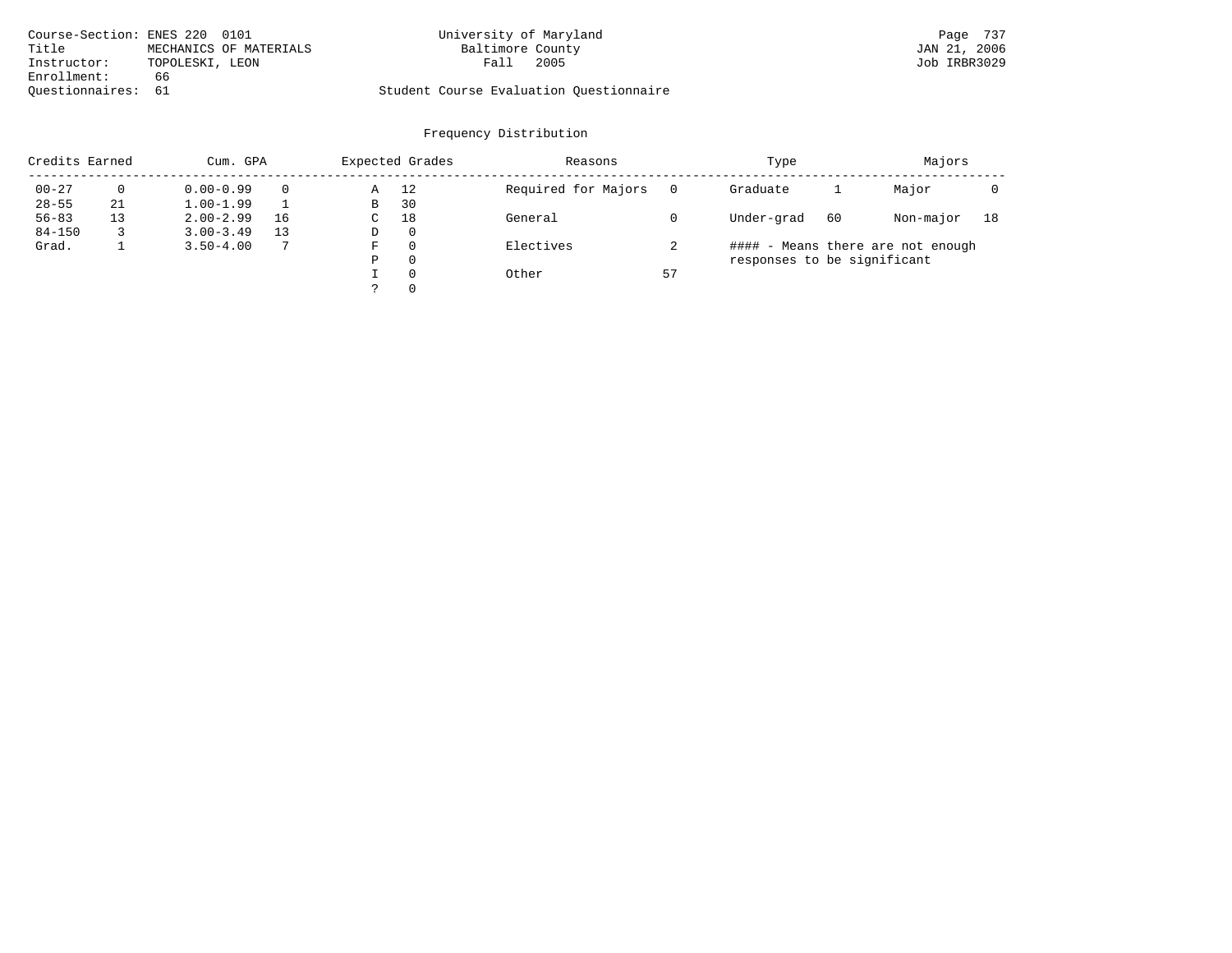Course-Section: ENES 220 0101
Title: MECHANICS OF MATERIALS
Instructor: TOPOLESKI, LEON
Enrollment: 66
Questionnaires: 61

University of Maryland
Baltimore County
Fall 2005

Student Course Evaluation Questionnaire

## Frequency Distribution

| Credits Earned | | Cum. GPA | | Expected Grades | | Reasons | | Type | | Majors | |
|---|---|---|---|---|---|---|---|---|---|---|---|
| 00-27 | 0 | 0.00-0.99 | 0 | A | 12 | Required for Majors | 0 | Graduate | 1 | Major | 0 |
| 28-55 | 21 | 1.00-1.99 | 1 | B | 30 | | | | | | |
| 56-83 | 13 | 2.00-2.99 | 16 | C | 18 | General | 0 | Under-grad | 60 | Non-major | 18 |
| 84-150 | 3 | 3.00-3.49 | 13 | D | 0 | | | | | | |
| Grad. | 1 | 3.50-4.00 | 7 | F | 0 | Electives | 2 | | | | |
| | | | | P | 0 | | | | | | |
| | | | | I | 0 | Other | 57 | | | | |
| | | | | ? | 0 | | | | | | |

#### - Means there are not enough responses to be significant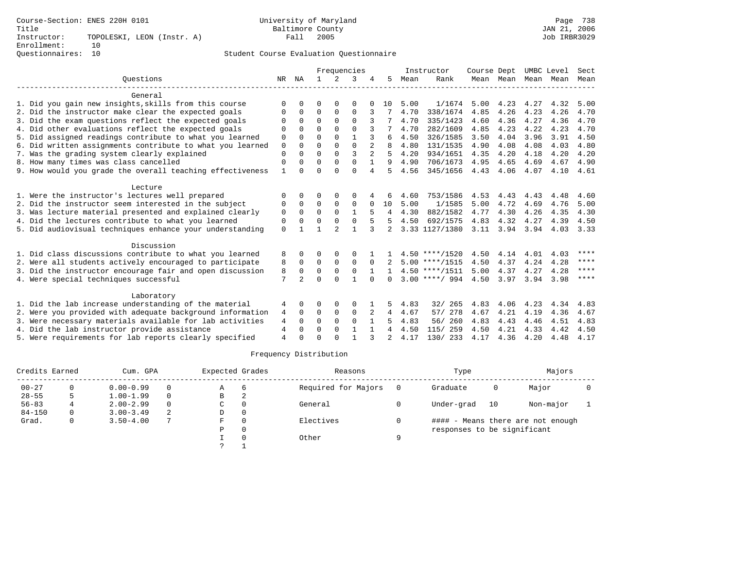Course-Section: ENES 220H 0101
Title
Instructor: TOPOLESKI, LEON (Instr. A)
Enrollment: 10
Questionnaires: 10

University of Maryland
Baltimore County
Fall 2005

Student Course Evaluation Questionnaire

| Questions | NR | NA | 1 | 2 | 3 | 4 | 5 | Instructor Mean | Instructor Rank | Course Mean | Dept Mean | UMBC Mean | Level Mean | Sect Mean |
|---|---|---|---|---|---|---|---|---|---|---|---|---|---|---|
| **General** | | | | | | | | | | | | | | |
| 1. Did you gain new insights,skills from this course | 0 | 0 | 0 | 0 | 0 | 0 | 10 | 5.00 | 1/1674 | 5.00 | 4.23 | 4.27 | 4.32 | 5.00 |
| 2. Did the instructor make clear the expected goals | 0 | 0 | 0 | 0 | 0 | 3 | 7 | 4.70 | 338/1674 | 4.85 | 4.26 | 4.23 | 4.26 | 4.70 |
| 3. Did the exam questions reflect the expected goals | 0 | 0 | 0 | 0 | 0 | 3 | 7 | 4.70 | 335/1423 | 4.60 | 4.36 | 4.27 | 4.36 | 4.70 |
| 4. Did other evaluations reflect the expected goals | 0 | 0 | 0 | 0 | 0 | 3 | 7 | 4.70 | 282/1609 | 4.85 | 4.23 | 4.22 | 4.23 | 4.70 |
| 5. Did assigned readings contribute to what you learned | 0 | 0 | 0 | 0 | 1 | 3 | 6 | 4.50 | 326/1585 | 3.50 | 4.04 | 3.96 | 3.91 | 4.50 |
| 6. Did written assignments contribute to what you learned | 0 | 0 | 0 | 0 | 0 | 2 | 8 | 4.80 | 131/1535 | 4.90 | 4.08 | 4.08 | 4.03 | 4.80 |
| 7. Was the grading system clearly explained | 0 | 0 | 0 | 0 | 3 | 2 | 5 | 4.20 | 934/1651 | 4.35 | 4.20 | 4.18 | 4.20 | 4.20 |
| 8. How many times was class cancelled | 0 | 0 | 0 | 0 | 0 | 1 | 9 | 4.90 | 706/1673 | 4.95 | 4.65 | 4.69 | 4.67 | 4.90 |
| 9. How would you grade the overall teaching effectiveness | 1 | 0 | 0 | 0 | 0 | 4 | 5 | 4.56 | 345/1656 | 4.43 | 4.06 | 4.07 | 4.10 | 4.61 |
| **Lecture** | | | | | | | | | | | | | | |
| 1. Were the instructor's lectures well prepared | 0 | 0 | 0 | 0 | 0 | 4 | 6 | 4.60 | 753/1586 | 4.53 | 4.43 | 4.43 | 4.48 | 4.60 |
| 2. Did the instructor seem interested in the subject | 0 | 0 | 0 | 0 | 0 | 0 | 10 | 5.00 | 1/1585 | 5.00 | 4.72 | 4.69 | 4.76 | 5.00 |
| 3. Was lecture material presented and explained clearly | 0 | 0 | 0 | 0 | 1 | 5 | 4 | 4.30 | 882/1582 | 4.77 | 4.30 | 4.26 | 4.35 | 4.30 |
| 4. Did the lectures contribute to what you learned | 0 | 0 | 0 | 0 | 0 | 5 | 5 | 4.50 | 692/1575 | 4.83 | 4.32 | 4.27 | 4.39 | 4.50 |
| 5. Did audiovisual techniques enhance your understanding | 0 | 1 | 1 | 2 | 1 | 3 | 2 | 3.33 | 1127/1380 | 3.11 | 3.94 | 3.94 | 4.03 | 3.33 |
| **Discussion** | | | | | | | | | | | | | | |
| 1. Did class discussions contribute to what you learned | 8 | 0 | 0 | 0 | 0 | 1 | 1 | 4.50 | ****/1520 | 4.50 | 4.14 | 4.01 | 4.03 | **** |
| 2. Were all students actively encouraged to participate | 8 | 0 | 0 | 0 | 0 | 0 | 2 | 5.00 | ****/1515 | 4.50 | 4.37 | 4.24 | 4.28 | **** |
| 3. Did the instructor encourage fair and open discussion | 8 | 0 | 0 | 0 | 0 | 1 | 1 | 4.50 | ****/1511 | 5.00 | 4.37 | 4.27 | 4.28 | **** |
| 4. Were special techniques successful | 7 | 2 | 0 | 0 | 1 | 0 | 0 | 3.00 | ****/ 994 | 4.50 | 3.97 | 3.94 | 3.98 | **** |
| **Laboratory** | | | | | | | | | | | | | | |
| 1. Did the lab increase understanding of the material | 4 | 0 | 0 | 0 | 0 | 1 | 5 | 4.83 | 32/ 265 | 4.83 | 4.06 | 4.23 | 4.34 | 4.83 |
| 2. Were you provided with adequate background information | 4 | 0 | 0 | 0 | 0 | 2 | 4 | 4.67 | 57/ 278 | 4.67 | 4.21 | 4.19 | 4.36 | 4.67 |
| 3. Were necessary materials available for lab activities | 4 | 0 | 0 | 0 | 0 | 1 | 5 | 4.83 | 56/ 260 | 4.83 | 4.43 | 4.46 | 4.51 | 4.83 |
| 4. Did the lab instructor provide assistance | 4 | 0 | 0 | 0 | 1 | 1 | 4 | 4.50 | 115/ 259 | 4.50 | 4.21 | 4.33 | 4.42 | 4.50 |
| 5. Were requirements for lab reports clearly specified | 4 | 0 | 0 | 0 | 1 | 3 | 2 | 4.17 | 130/ 233 | 4.17 | 4.36 | 4.20 | 4.48 | 4.17 |

Frequency Distribution

| Credits Earned | | Cum. GPA | | Expected Grades | | Reasons | | Type | | Majors | |
|---|---|---|---|---|---|---|---|---|---|---|---|
| 00-27 | 0 | 0.00-0.99 | 0 | A | 6 | Required for Majors | 0 | Graduate | 0 | Major | 0 |
| 28-55 | 5 | 1.00-1.99 | 0 | B | 2 | | | | | | |
| 56-83 | 4 | 2.00-2.99 | 0 | C | 0 | General | 0 | Under-grad | 10 | Non-major | 1 |
| 84-150 | 0 | 3.00-3.49 | 2 | D | 0 | | | | | | |
| Grad. | 0 | 3.50-4.00 | 7 | F | 0 | Electives | 0 | #### - Means there are not enough responses to be significant | | | |
| | | | | P | 0 | | | | | | |
| | | | | I | 0 | Other | 9 | | | | |
| | | | | ? | 1 | | | | | | |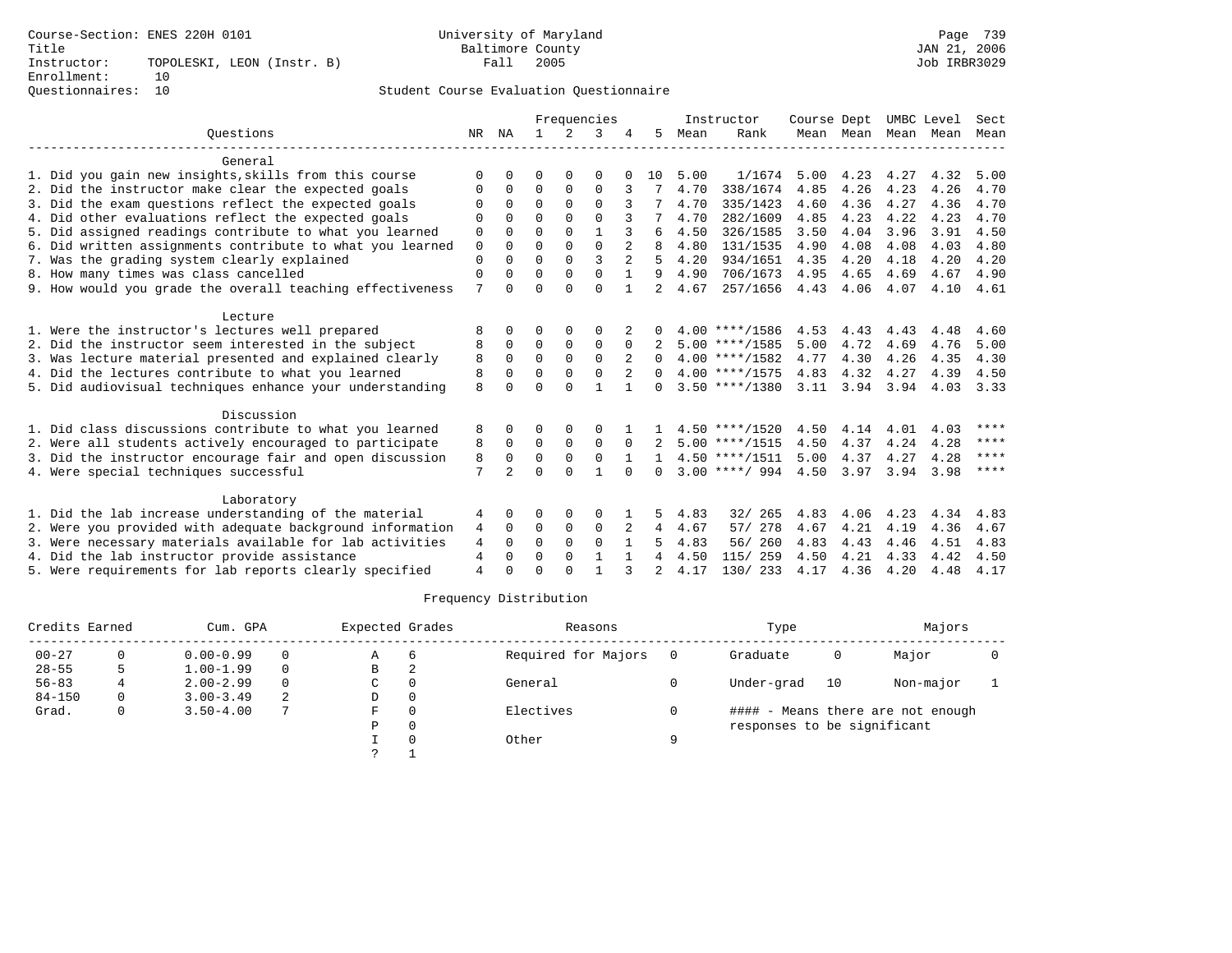Course-Section: ENES 220H 0101
Title
Instructor: TOPOLESKI, LEON (Instr. B)
Enrollment: 10
Questionnaires: 10

University of Maryland
Baltimore County
Fall 2005

JAN 21, 2006
Job IRBR3029

## Student Course Evaluation Questionnaire

| Questions | NR | NA | 1 | 2 | 3 | 4 | 5 | Instructor Mean | Instructor Rank | Course Mean | Dept Mean | UMBC Level Mean | Level Mean | Sect Mean |
|---|---|---|---|---|---|---|---|---|---|---|---|---|---|---|
| **General** | | | | | | | | | | | | | | |
| 1. Did you gain new insights,skills from this course | 0 | 0 | 0 | 0 | 0 | 0 | 10 | 5.00 | 1/1674 | 5.00 | 4.23 | 4.27 | 4.32 | 5.00 |
| 2. Did the instructor make clear the expected goals | 0 | 0 | 0 | 0 | 0 | 3 | 7 | 4.70 | 338/1674 | 4.85 | 4.26 | 4.23 | 4.26 | 4.70 |
| 3. Did the exam questions reflect the expected goals | 0 | 0 | 0 | 0 | 0 | 3 | 7 | 4.70 | 335/1423 | 4.60 | 4.36 | 4.27 | 4.36 | 4.70 |
| 4. Did other evaluations reflect the expected goals | 0 | 0 | 0 | 0 | 0 | 3 | 7 | 4.70 | 282/1609 | 4.85 | 4.23 | 4.22 | 4.23 | 4.70 |
| 5. Did assigned readings contribute to what you learned | 0 | 0 | 0 | 0 | 1 | 3 | 6 | 4.50 | 326/1585 | 3.50 | 4.04 | 3.96 | 3.91 | 4.50 |
| 6. Did written assignments contribute to what you learned | 0 | 0 | 0 | 0 | 0 | 2 | 8 | 4.80 | 131/1535 | 4.90 | 4.08 | 4.08 | 4.03 | 4.80 |
| 7. Was the grading system clearly explained | 0 | 0 | 0 | 0 | 3 | 2 | 5 | 4.20 | 934/1651 | 4.35 | 4.20 | 4.18 | 4.20 | 4.20 |
| 8. How many times was class cancelled | 0 | 0 | 0 | 0 | 0 | 1 | 9 | 4.90 | 706/1673 | 4.95 | 4.65 | 4.69 | 4.67 | 4.90 |
| 9. How would you grade the overall teaching effectiveness | 7 | 0 | 0 | 0 | 0 | 1 | 2 | 4.67 | 257/1656 | 4.43 | 4.06 | 4.07 | 4.10 | 4.61 |
| **Lecture** | | | | | | | | | | | | | | |
| 1. Were the instructor's lectures well prepared | 8 | 0 | 0 | 0 | 0 | 2 | 0 | 4.00 | ****/1586 | 4.53 | 4.43 | 4.43 | 4.48 | 4.60 |
| 2. Did the instructor seem interested in the subject | 8 | 0 | 0 | 0 | 0 | 0 | 2 | 5.00 | ****/1585 | 5.00 | 4.72 | 4.69 | 4.76 | 5.00 |
| 3. Was lecture material presented and explained clearly | 8 | 0 | 0 | 0 | 0 | 2 | 0 | 4.00 | ****/1582 | 4.77 | 4.30 | 4.26 | 4.35 | 4.30 |
| 4. Did the lectures contribute to what you learned | 8 | 0 | 0 | 0 | 0 | 2 | 0 | 4.00 | ****/1575 | 4.83 | 4.32 | 4.27 | 4.39 | 4.50 |
| 5. Did audiovisual techniques enhance your understanding | 8 | 0 | 0 | 0 | 1 | 1 | 0 | 3.50 | ****/1380 | 3.11 | 3.94 | 3.94 | 4.03 | 3.33 |
| **Discussion** | | | | | | | | | | | | | | |
| 1. Did class discussions contribute to what you learned | 8 | 0 | 0 | 0 | 0 | 1 | 1 | 4.50 | ****/1520 | 4.50 | 4.14 | 4.01 | 4.03 | **** |
| 2. Were all students actively encouraged to participate | 8 | 0 | 0 | 0 | 0 | 0 | 2 | 5.00 | ****/1515 | 4.50 | 4.37 | 4.24 | 4.28 | **** |
| 3. Did the instructor encourage fair and open discussion | 8 | 0 | 0 | 0 | 0 | 1 | 1 | 4.50 | ****/1511 | 5.00 | 4.37 | 4.27 | 4.28 | **** |
| 4. Were special techniques successful | 7 | 2 | 0 | 0 | 1 | 0 | 0 | 3.00 | ****/ 994 | 4.50 | 3.97 | 3.94 | 3.98 | **** |
| **Laboratory** | | | | | | | | | | | | | | |
| 1. Did the lab increase understanding of the material | 4 | 0 | 0 | 0 | 0 | 1 | 5 | 4.83 | 32/ 265 | 4.83 | 4.06 | 4.23 | 4.34 | 4.83 |
| 2. Were you provided with adequate background information | 4 | 0 | 0 | 0 | 0 | 2 | 4 | 4.67 | 57/ 278 | 4.67 | 4.21 | 4.19 | 4.36 | 4.67 |
| 3. Were necessary materials available for lab activities | 4 | 0 | 0 | 0 | 0 | 1 | 5 | 4.83 | 56/ 260 | 4.83 | 4.43 | 4.46 | 4.51 | 4.83 |
| 4. Did the lab instructor provide assistance | 4 | 0 | 0 | 0 | 1 | 1 | 4 | 4.50 | 115/ 259 | 4.50 | 4.21 | 4.33 | 4.42 | 4.50 |
| 5. Were requirements for lab reports clearly specified | 4 | 0 | 0 | 0 | 1 | 3 | 2 | 4.17 | 130/ 233 | 4.17 | 4.36 | 4.20 | 4.48 | 4.17 |

### Frequency Distribution

| Credits Earned | | Cum. GPA | | Expected Grades | | Reasons | | Type | | Majors | |
|---|---|---|---|---|---|---|---|---|---|---|---|
| 00-27 | 0 | 0.00-0.99 | 0 | A | 6 | Required for Majors | 0 | Graduate | 0 | Major | 0 |
| 28-55 | 5 | 1.00-1.99 | 0 | B | 2 | | | | | | |
| 56-83 | 4 | 2.00-2.99 | 0 | C | 0 | General | 0 | Under-grad | 10 | Non-major | 1 |
| 84-150 | 0 | 3.00-3.49 | 2 | D | 0 | | | | | | |
| Grad. | 0 | 3.50-4.00 | 7 | F | 0 | Electives | 0 | #### - Means there are not enough responses to be significant | | | |
| | | | | P | 0 | | | | | | |
| | | | | I | 0 | Other | 9 | | | | |
| | | | | ? | 1 | | | | | | |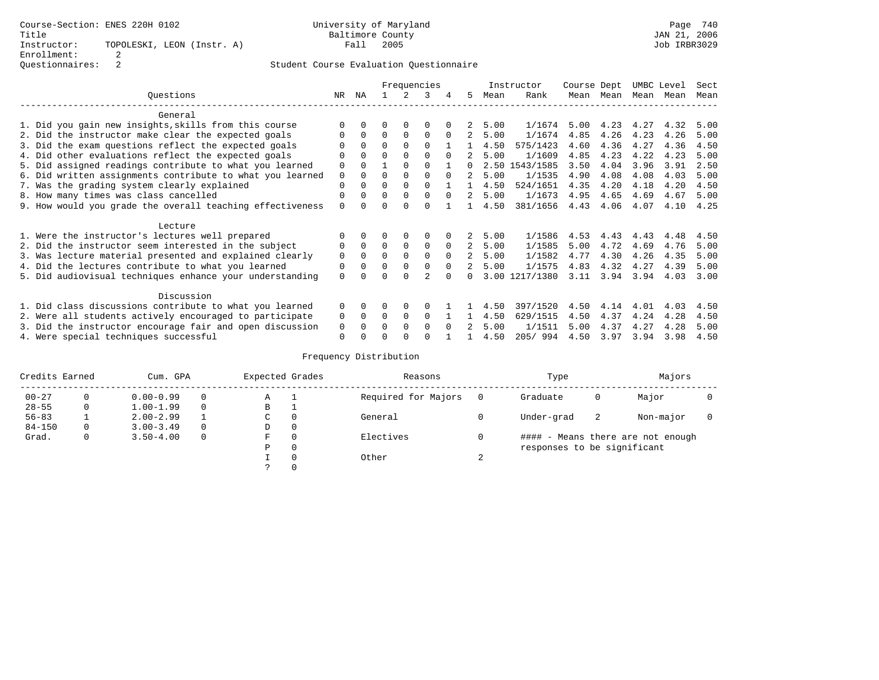Course-Section: ENES 220H 0102
Title
Instructor: TOPOLESKI, LEON (Instr. A)
Enrollment: 2
Questionnaires: 2

University of Maryland
Baltimore County
Fall 2005

JAN 21, 2006
Job IRBR3029

## Student Course Evaluation Questionnaire

| Questions | NR | NA | 1 | 2 | 3 | 4 | 5 | Instructor Mean | Instructor Rank | Course Mean | Dept Mean | UMBC Mean | Level Mean | Sect Mean |
|---|---|---|---|---|---|---|---|---|---|---|---|---|---|---|
| **General** | | | | | | | | | | | | | | |
| 1. Did you gain new insights,skills from this course | 0 | 0 | 0 | 0 | 0 | 0 | 2 | 5.00 | 1/1674 | 5.00 | 4.23 | 4.27 | 4.32 | 5.00 |
| 2. Did the instructor make clear the expected goals | 0 | 0 | 0 | 0 | 0 | 0 | 2 | 5.00 | 1/1674 | 4.85 | 4.26 | 4.23 | 4.26 | 5.00 |
| 3. Did the exam questions reflect the expected goals | 0 | 0 | 0 | 0 | 0 | 1 | 1 | 4.50 | 575/1423 | 4.60 | 4.36 | 4.27 | 4.36 | 4.50 |
| 4. Did other evaluations reflect the expected goals | 0 | 0 | 0 | 0 | 0 | 0 | 2 | 5.00 | 1/1609 | 4.85 | 4.23 | 4.22 | 4.23 | 5.00 |
| 5. Did assigned readings contribute to what you learned | 0 | 0 | 1 | 0 | 0 | 1 | 0 | 2.50 | 1543/1585 | 3.50 | 4.04 | 3.96 | 3.91 | 2.50 |
| 6. Did written assignments contribute to what you learned | 0 | 0 | 0 | 0 | 0 | 0 | 2 | 5.00 | 1/1535 | 4.90 | 4.08 | 4.08 | 4.03 | 5.00 |
| 7. Was the grading system clearly explained | 0 | 0 | 0 | 0 | 0 | 1 | 1 | 4.50 | 524/1651 | 4.35 | 4.20 | 4.18 | 4.20 | 4.50 |
| 8. How many times was class cancelled | 0 | 0 | 0 | 0 | 0 | 0 | 2 | 5.00 | 1/1673 | 4.95 | 4.65 | 4.69 | 4.67 | 5.00 |
| 9. How would you grade the overall teaching effectiveness | 0 | 0 | 0 | 0 | 0 | 1 | 1 | 4.50 | 381/1656 | 4.43 | 4.06 | 4.07 | 4.10 | 4.25 |
| **Lecture** | | | | | | | | | | | | | | |
| 1. Were the instructor's lectures well prepared | 0 | 0 | 0 | 0 | 0 | 0 | 2 | 5.00 | 1/1586 | 4.53 | 4.43 | 4.43 | 4.48 | 4.50 |
| 2. Did the instructor seem interested in the subject | 0 | 0 | 0 | 0 | 0 | 0 | 2 | 5.00 | 1/1585 | 5.00 | 4.72 | 4.69 | 4.76 | 5.00 |
| 3. Was lecture material presented and explained clearly | 0 | 0 | 0 | 0 | 0 | 0 | 2 | 5.00 | 1/1582 | 4.77 | 4.30 | 4.26 | 4.35 | 5.00 |
| 4. Did the lectures contribute to what you learned | 0 | 0 | 0 | 0 | 0 | 0 | 2 | 5.00 | 1/1575 | 4.83 | 4.32 | 4.27 | 4.39 | 5.00 |
| 5. Did audiovisual techniques enhance your understanding | 0 | 0 | 0 | 0 | 2 | 0 | 0 | 3.00 | 1217/1380 | 3.11 | 3.94 | 3.94 | 4.03 | 3.00 |
| **Discussion** | | | | | | | | | | | | | | |
| 1. Did class discussions contribute to what you learned | 0 | 0 | 0 | 0 | 0 | 1 | 1 | 4.50 | 397/1520 | 4.50 | 4.14 | 4.01 | 4.03 | 4.50 |
| 2. Were all students actively encouraged to participate | 0 | 0 | 0 | 0 | 0 | 1 | 1 | 4.50 | 629/1515 | 4.50 | 4.37 | 4.24 | 4.28 | 4.50 |
| 3. Did the instructor encourage fair and open discussion | 0 | 0 | 0 | 0 | 0 | 0 | 2 | 5.00 | 1/1511 | 5.00 | 4.37 | 4.27 | 4.28 | 5.00 |
| 4. Were special techniques successful | 0 | 0 | 0 | 0 | 0 | 1 | 1 | 4.50 | 205/ 994 | 4.50 | 3.97 | 3.94 | 3.98 | 4.50 |

## Frequency Distribution

| Credits Earned | | Cum. GPA | | Expected Grades | | Reasons | | Type | | Majors | |
|---|---|---|---|---|---|---|---|---|---|---|---|
| 00-27 | 0 | 0.00-0.99 | 0 | A | 1 | Required for Majors | 0 | Graduate | 0 | Major | 0 |
| 28-55 | 0 | 1.00-1.99 | 0 | B | 1 | | | | | | |
| 56-83 | 1 | 2.00-2.99 | 1 | C | 0 | General | 0 | Under-grad | 2 | Non-major | 0 |
| 84-150 | 0 | 3.00-3.49 | 0 | D | 0 | | | | | | |
| Grad. | 0 | 3.50-4.00 | 0 | F | 0 | Electives | 0 | | | | |
| | | | | P | 0 | | | | | | |
| | | | | I | 0 | Other | 2 | | | | |
| | | | | ? | 0 | | | | | | |

#### - Means there are not enough responses to be significant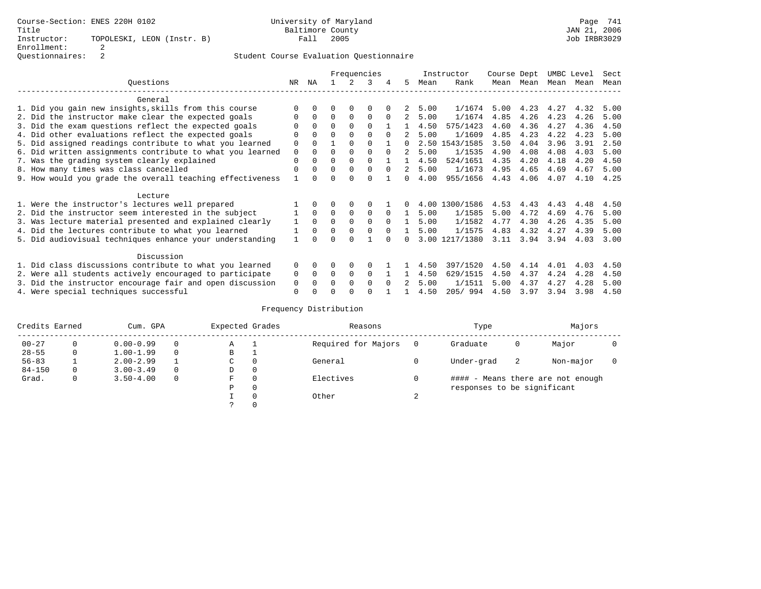Course-Section: ENES 220H 0102
Title
Instructor: TOPOLESKI, LEON (Instr. B)
Enrollment: 2
Questionnaires: 2

University of Maryland
Baltimore County
Fall 2005

JAN 21, 2006
Job IRBR3029

## Student Course Evaluation Questionnaire

| Questions | NR | NA | 1 | 2 | 3 | 4 | 5 | Instructor Mean | Instructor Rank | Course Mean | Dept Mean | UMBC Mean | Level Mean | Sect Mean |
|---|---|---|---|---|---|---|---|---|---|---|---|---|---|---|
| **General** | | | | | | | | | | | | | | |
| 1. Did you gain new insights,skills from this course | 0 | 0 | 0 | 0 | 0 | 0 | 2 | 5.00 | 1/1674 | 5.00 | 4.23 | 4.27 | 4.32 | 5.00 |
| 2. Did the instructor make clear the expected goals | 0 | 0 | 0 | 0 | 0 | 0 | 2 | 5.00 | 1/1674 | 4.85 | 4.26 | 4.23 | 4.26 | 5.00 |
| 3. Did the exam questions reflect the expected goals | 0 | 0 | 0 | 0 | 0 | 1 | 1 | 4.50 | 575/1423 | 4.60 | 4.36 | 4.27 | 4.36 | 4.50 |
| 4. Did other evaluations reflect the expected goals | 0 | 0 | 0 | 0 | 0 | 0 | 2 | 5.00 | 1/1609 | 4.85 | 4.23 | 4.22 | 4.23 | 5.00 |
| 5. Did assigned readings contribute to what you learned | 0 | 0 | 1 | 0 | 0 | 1 | 0 | 2.50 | 1543/1585 | 3.50 | 4.04 | 3.96 | 3.91 | 2.50 |
| 6. Did written assignments contribute to what you learned | 0 | 0 | 0 | 0 | 0 | 0 | 2 | 5.00 | 1/1535 | 4.90 | 4.08 | 4.08 | 4.03 | 5.00 |
| 7. Was the grading system clearly explained | 0 | 0 | 0 | 0 | 0 | 1 | 1 | 4.50 | 524/1651 | 4.35 | 4.20 | 4.18 | 4.20 | 4.50 |
| 8. How many times was class cancelled | 0 | 0 | 0 | 0 | 0 | 0 | 2 | 5.00 | 1/1673 | 4.95 | 4.65 | 4.69 | 4.67 | 5.00 |
| 9. How would you grade the overall teaching effectiveness | 1 | 0 | 0 | 0 | 0 | 1 | 0 | 4.00 | 955/1656 | 4.43 | 4.06 | 4.07 | 4.10 | 4.25 |
| **Lecture** | | | | | | | | | | | | | | |
| 1. Were the instructor's lectures well prepared | 1 | 0 | 0 | 0 | 0 | 1 | 0 | 4.00 | 1300/1586 | 4.53 | 4.43 | 4.43 | 4.48 | 4.50 |
| 2. Did the instructor seem interested in the subject | 1 | 0 | 0 | 0 | 0 | 0 | 1 | 5.00 | 1/1585 | 5.00 | 4.72 | 4.69 | 4.76 | 5.00 |
| 3. Was lecture material presented and explained clearly | 1 | 0 | 0 | 0 | 0 | 0 | 1 | 5.00 | 1/1582 | 4.77 | 4.30 | 4.26 | 4.35 | 5.00 |
| 4. Did the lectures contribute to what you learned | 1 | 0 | 0 | 0 | 0 | 0 | 1 | 5.00 | 1/1575 | 4.83 | 4.32 | 4.27 | 4.39 | 5.00 |
| 5. Did audiovisual techniques enhance your understanding | 1 | 0 | 0 | 0 | 1 | 0 | 0 | 3.00 | 1217/1380 | 3.11 | 3.94 | 3.94 | 4.03 | 3.00 |
| **Discussion** | | | | | | | | | | | | | | |
| 1. Did class discussions contribute to what you learned | 0 | 0 | 0 | 0 | 0 | 1 | 1 | 4.50 | 397/1520 | 4.50 | 4.14 | 4.01 | 4.03 | 4.50 |
| 2. Were all students actively encouraged to participate | 0 | 0 | 0 | 0 | 0 | 1 | 1 | 4.50 | 629/1515 | 4.50 | 4.37 | 4.24 | 4.28 | 4.50 |
| 3. Did the instructor encourage fair and open discussion | 0 | 0 | 0 | 0 | 0 | 0 | 2 | 5.00 | 1/1511 | 5.00 | 4.37 | 4.27 | 4.28 | 5.00 |
| 4. Were special techniques successful | 0 | 0 | 0 | 0 | 0 | 1 | 1 | 4.50 | 205/ 994 | 4.50 | 3.97 | 3.94 | 3.98 | 4.50 |

### Frequency Distribution

| Credits Earned | | Cum. GPA | | Expected Grades | | Reasons | | Type | | Majors | |
|---|---|---|---|---|---|---|---|---|---|---|---|
| 00-27 | 0 | 0.00-0.99 | 0 | A | 1 | Required for Majors | 0 | Graduate | 0 | Major | 0 |
| 28-55 | 0 | 1.00-1.99 | 0 | B | 1 | | | | | | |
| 56-83 | 1 | 2.00-2.99 | 1 | C | 0 | General | 0 | Under-grad | 2 | Non-major | 0 |
| 84-150 | 0 | 3.00-3.49 | 0 | D | 0 | | | | | | |
| Grad. | 0 | 3.50-4.00 | 0 | F | 0 | Electives | 0 | #### - Means there are not enough responses to be significant | | | |
| | | | | P | 0 | | | | | | |
| | | | | I | 0 | Other | 2 | | | | |
| | | | | ? | 0 | | | | | | |